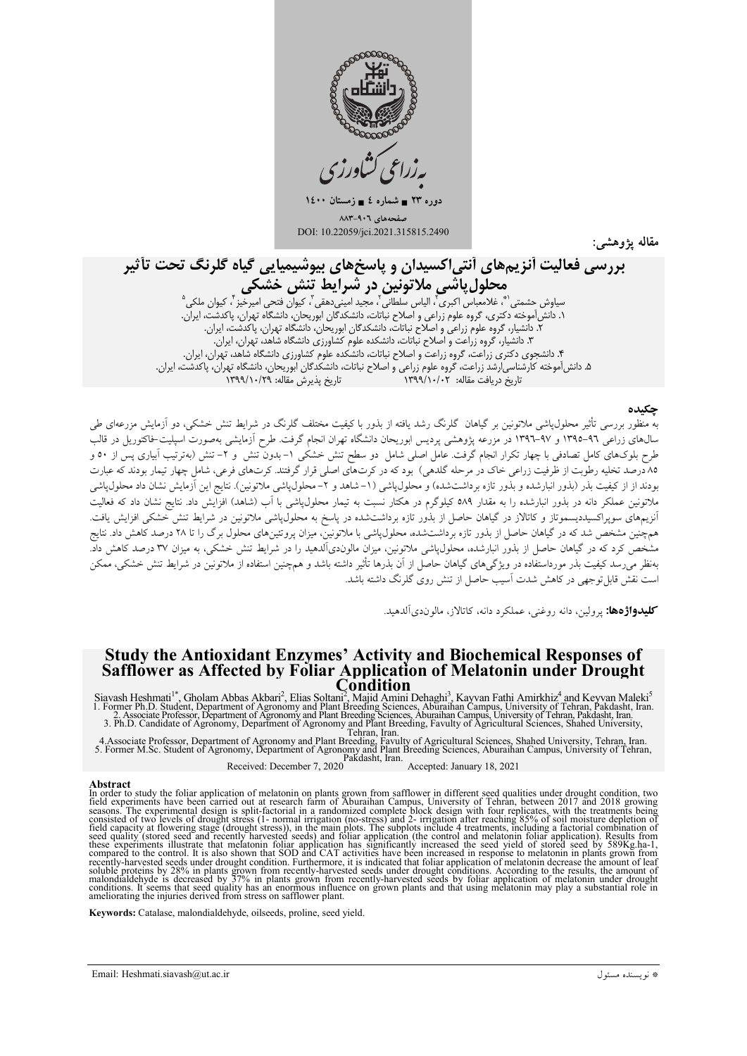مقاله پژوهشی:

# بررسی فعالیت آنزیم‌های آنتی‌اکسیدان و پاسخ‌های بیوشیمیایی گیاه گلرنگ تحت تأثیر محلول‌پاشی ملاتونین در شرایط تنش خشکی

سیاوش حشمتی[1*]، غلامعباس اکبری[2]، الیاس سلطانی[2]، مجید امینی‌دهقی[3]، کیوان فتحی امیرخیز[4]، کیوان ملکی[5]

۱. دانش‌آموخته دکتری، گروه علوم زراعی و اصلاح نباتات، دانشکدگان ابوریحان، دانشگاه تهران، پاکدشت، ایران.
۲. دانشیار، گروه علوم زراعی و اصلاح نباتات، دانشکدگان ابوریحان، دانشگاه تهران، پاکدشت، ایران.
۳. دانشیار، گروه زراعت و اصلاح نباتات، دانشکده علوم کشاورزی دانشگاه شاهد، تهران، ایران.
۴. دانشجوی دکتری زراعت، گروه زراعت و اصلاح نباتات، دانشکده علوم کشاورزی دانشگاه شاهد، تهران، ایران.
۵. دانش‌آموخته کارشناسی‌ارشد زراعت، گروه علوم زراعی و اصلاح نباتات، دانشکدگان ابوریحان، دانشگاه تهران، پاکدشت، ایران.

تاریخ دریافت مقاله: ۱۳۹۹/۱۰/۰۲ تاریخ پذیرش مقاله: ۱۳۹۹/۱۰/۲۹

## چکیده

به منظور بررسی تأثیر محلول‌پاشی ملاتونین بر گیاهان گلرنگ رشد یافته از بذور با کیفیت مختلف گلرنگ در شرایط تنش خشکی، دو آزمایش مزرعه‌ای طی سال‌های زراعی ۹۶-۱۳۹۵ و ۹۷-۱۳۹۶ در مزرعه پژوهشی پردیس ابوریحان دانشگاه تهران انجام گرفت. طرح آزمایشی به‌صورت اسپلیت-فاکتوریل در قالب طرح بلوک‌های کامل تصادفی با چهار تکرار انجام گرفت. عامل اصلی شامل دو سطح تنش خشکی ۱- بدون تنش و ۲- تنش (به‌ترتیب آبیاری پس از ۵۰ و ۸۵ درصد تخلیه رطوبت از ظرفیت زراعی خاک در مرحله گلدهی) بود که در کرت‌های اصلی قرار گرفتند. کرت‌های فرعی، شامل چهار تیمار بودند که عبارت بودند از از کیفیت بذر (بذور انبارشده و بذور تازه برداشت‌شده) و محلول‌پاشی (۱- شاهد و ۲- محلول‌پاشی ملاتونین). نتایج این آزمایش نشان داد محلول‌پاشی ملاتونین عملکرد دانه در بذور انبارشده را به مقدار ۵۸۹ کیلوگرم در هکتار نسبت به تیمار محلول‌پاشی با آب (شاهد) افزایش داد. نتایج نشان داد که فعالیت آنزیم‌های سوپراکسیددیسموتاز و کاتالاز در گیاهان حاصل از بذور تازه برداشت‌شده در پاسخ به محلول‌پاشی ملاتونین در شرایط تنش خشکی افزایش یافت. همچنین مشخص شد که در گیاهان حاصل از بذور تازه برداشت‌شده، محلول‌پاشی با ملاتونین، میزان پروتئین‌های محلول برگ را تا ۲۸ درصد کاهش داد. نتایج مشخص کرد که در گیاهان حاصل از بذور انبارشده، محلول‌پاشی ملاتونین، میزان مالون‌دی‌آلدهید را در شرایط تنش خشکی، به میزان ۳۷ درصد کاهش داد. به‌نظر می‌رسد کیفیت بذر مورداستفاده در ویژگی‌های گیاهان حاصل از آن بذرها تأثیر داشته باشد و همچنین استفاده از ملاتونین در شرایط تنش خشکی، ممکن است نقش قابل‌توجهی در کاهش شدت آسیب حاصل از تنش روی گلرنگ داشته باشد.

**کلیدواژه‌ها:** پرولین، دانه روغنی، عملکرد دانه، کاتالاز، مالون‌دی‌آلدهید.

# Study the Antioxidant Enzymes' Activity and Biochemical Responses of Safflower as Affected by Foliar Application of Melatonin under Drought Condition

Siavash Heshmati[1*], Gholam Abbas Akbari[2], Elias Soltani[2], Majid Amini Dehaghi[3], Kayvan Fathi Amirkhiz[4] and Keyvan Maleki[5]

1. Former Ph.D. Student, Department of Agronomy and Plant Breeding Sciences, Aburaihan Campus, University of Tehran, Pakdasht, Iran.
2. Associate Professor, Department of Agronomy and Plant Breeding Sciences, Aburaihan Campus, University of Tehran, Pakdasht, Iran.
3. Ph.D. Candidate of Agronomy, Department of Agronomy and Plant Breeding, Favulty of Agricultural Sciences, Shahed University, Tehran, Iran.
4. Associate Professor, Department of Agronomy and Plant Breeding, Favulty of Agricultural Sciences, Shahed University, Tehran, Iran.
5. Former M.Sc. Student of Agronomy, Department of Agronomy and Plant Breeding Sciences, Aburaihan Campus, University of Tehran, Pakdasht, Iran.

Received: December 7, 2020 Accepted: January 18, 2021

## Abstract

In order to study the foliar application of melatonin on plants grown from safflower in different seed qualities under drought condition, two field experiments have been carried out at research farm of Aburaihan Campus, University of Tehran, between 2017 and 2018 growing seasons. The experimental design is split-factorial in a randomized complete block design with four replicates, with the treatments being consisted of two levels of drought stress (1- normal irrigation (no-stress) and 2- irrigation after reaching 85% of soil moisture depletion of field capacity at flowering stage (drought stress)), in the main plots. The subplots include 4 treatments, including a factorial combination of seed quality (stored seed and recently harvested seeds) and foliar application (the control and melatonin foliar application). Results from these experiments illustrate that melatonin foliar application has significantly increased the seed yield of stored seed by 589Kg.ha-1, compared to the control. It is also shown that SOD and CAT activities have been increased in response to melatonin in plants grown from recently-harvested seeds under drought condition. Furthermore, it is indicated that foliar application of melatonin decrease the amount of leaf soluble proteins by 28% in plants grown from recently-harvested seeds under drought conditions. According to the results, the amount of malondialdehyde is decreased by 37% in plants grown from recently-harvested seeds by foliar application of melatonin under drought conditions. It seems that seed quality has an enormous influence on grown plants and that using melatonin may play a substantial role in ameliorating the injuries derived from stress on safflower plant.

**Keywords:** Catalase, malondialdehyde, oilseeds, proline, seed yield.

Email: Heshmati.siavash@ut.ac.ir

* نویسنده مسئول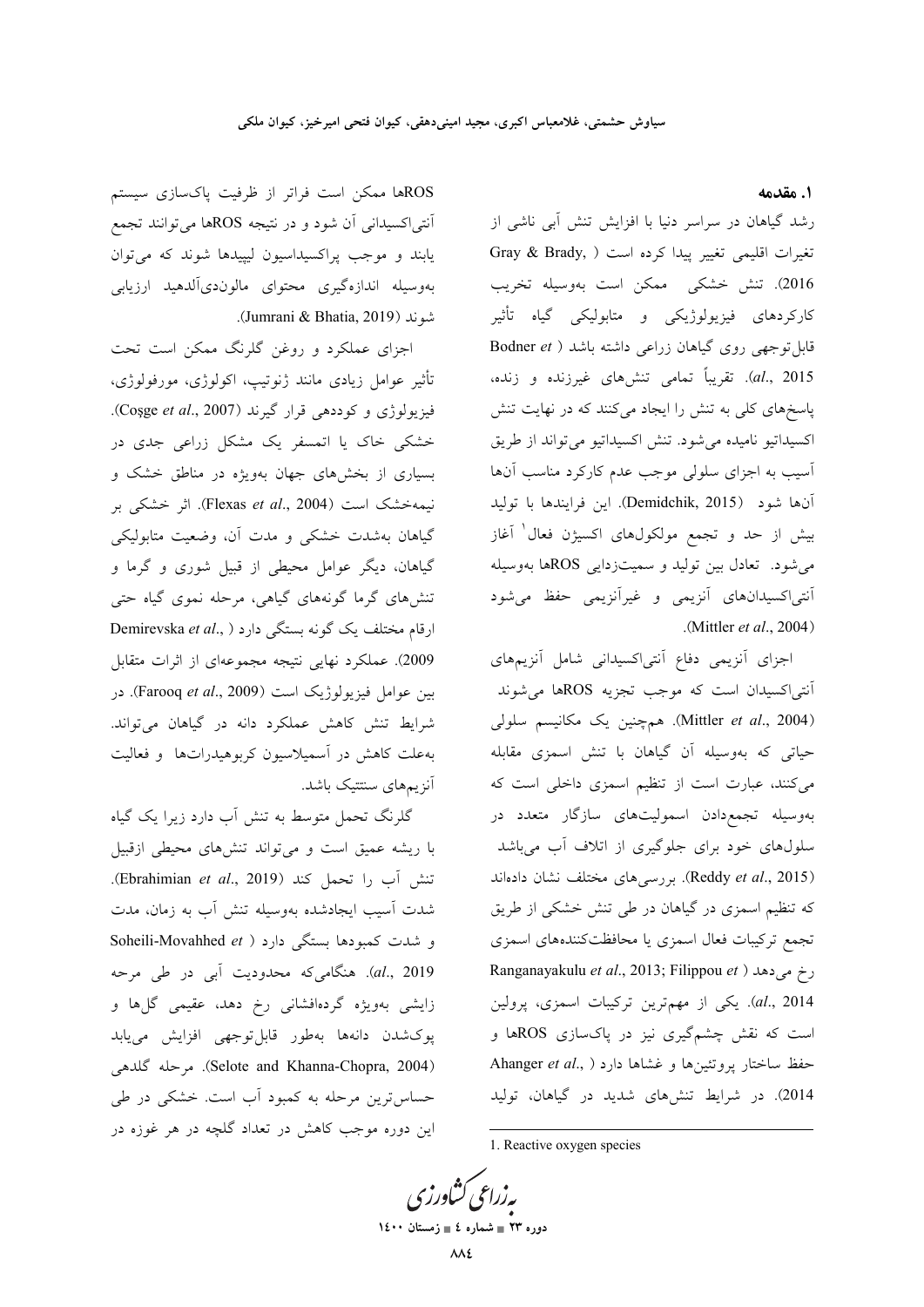## ۱. مقدمه

رشد گیاهان در سراسر دنیا با افزایش تنش آبی ناشی از تغیرات اقلیمی تغییر پیدا کرده است (Gray & Brady, 2016). تنش خشکی ممکن است به‌وسیله تخریب کارکردهای فیزیولوژیکی و متابولیکی گیاه تأثیر قابل‌توجهی روی گیاهان زراعی داشته باشد (Bodner *et al.*, 2015). تقریباً تمامی تنش‌های غیرزنده و زنده، پاسخ‌های کلی به تنش را ایجاد می‌کنند که در نهایت تنش اکسیداتیو نامیده می‌شود. تنش اکسیداتیو می‌تواند از طریق آسیب به اجزای سلولی موجب عدم کارکرد مناسب آن‌ها آن‌ها شود (Demidchik, 2015). این فرایندها با تولید بیش از حد و تجمع مولکول‌های اکسیژن فعال[1] آغاز می‌شود. تعادل بین تولید و سمیت‌زدایی ROSها به‌وسیله آنتی‌اکسیدان‌های آنزیمی و غیرآنزیمی حفظ می‌شود (Mittler *et al.*, 2004).

اجزای آنزیمی دفاع آنتی‌اکسیدانی شامل آنزیم‌های آنتی‌اکسیدان است که موجب تجزیه ROSها می‌شوند (Mittler *et al.*, 2004). هم‌چنین یک مکانیسم سلولی حیاتی که به‌وسیله آن گیاهان با تنش اسمزی مقابله می‌کنند، عبارت است از تنظیم اسمزی داخلی است که به‌وسیله تجمع‌دادن اسمولیت‌های سازگار متعدد در سلول‌های خود برای جلوگیری از اتلاف آب می‌باشد (Reddy *et al.*, 2015). بررسی‌های مختلف نشان داده‌اند که تنظیم اسمزی در گیاهان در طی تنش خشکی از طریق تجمع ترکیبات فعال اسمزی یا محافظت‌کننده‌های اسمزی رخ می‌دهد (Ranganayakulu *et al.*, 2013; Filippou *et al.*, 2014). یکی از مهم‌ترین ترکیبات اسمزی، پرولین است که نقش چشم‌گیری نیز در پاک‌سازی ROSها و حفظ ساختار پروتئین‌ها و غشاها دارد (Ahanger *et al.*, 2014). در شرایط تنش‌های شدید در گیاهان، تولید ROSها ممکن است فراتر از ظرفیت پاک‌سازی سیستم آنتی‌اکسیدانی آن شود و در نتیجه ROSها می‌توانند تجمع یابند و موجب پراکسیداسیون لیپیدها شوند که می‌توان به‌وسیله اندازه‌گیری محتوای مالون‌دی‌آلدهید ارزیابی شوند (Jumrani & Bhatia, 2019).

اجزای عملکرد و روغن گلرنگ ممکن است تحت تأثیر عوامل زیادی مانند ژنوتیپ، اکولوژی، مورفولوژی، فیزیولوژی و کوددهی قرار گیرند (Coşge *et al.*, 2007). خشکی خاک یا اتمسفر یک مشکل زراعی جدی در بسیاری از بخش‌های جهان به‌ویژه در مناطق خشک و نیمه‌خشک است (Flexas *et al.*, 2004). اثر خشکی بر گیاهان به‌شدت خشکی و مدت آن، وضعیت متابولیکی گیاهان، دیگر عوامل محیطی از قبیل شوری و گرما و تنش‌های گرما گونه‌های گیاهی، مرحله نموی گیاه حتی ارقام مختلف یک گونه بستگی دارد (Demirevska *et al.*, 2009). عملکرد نهایی نتیجه مجموعه‌ای از اثرات متقابل بین عوامل فیزیولوژیک است (Farooq *et al.*, 2009). در شرایط تنش کاهش عملکرد دانه در گیاهان می‌تواند. به‌علت کاهش در آسیمیلاسیون کربوهیدرات‌ها و فعالیت آنزیم‌های سنتتیک باشد.

گلرنگ تحمل متوسط به تنش آب دارد زیرا یک گیاه با ریشه عمیق است و می‌تواند تنش‌های محیطی ازقبیل تنش آب را تحمل کند (Ebrahimian *et al.*, 2019). شدت آسیب ایجادشده به‌وسیله تنش آب به زمان، مدت و شدت کمبودها بستگی دارد (Soheili-Movahhed *et al.*, 2019). هنگامی‌که محدودیت آبی در طی مرحه زایشی به‌ویژه گرده‌افشانی رخ دهد، عقیمی گل‌ها و پوک‌شدن دانه‌ها به‌طور قابل‌توجهی افزایش می‌یابد (Selote and Khanna-Chopra, 2004). مرحله گلدهی حساس‌ترین مرحله به کمبود آب است. خشکی در طی این دوره موجب کاهش در تعداد گلچه در هر غوزه در

---

1. Reactive oxygen species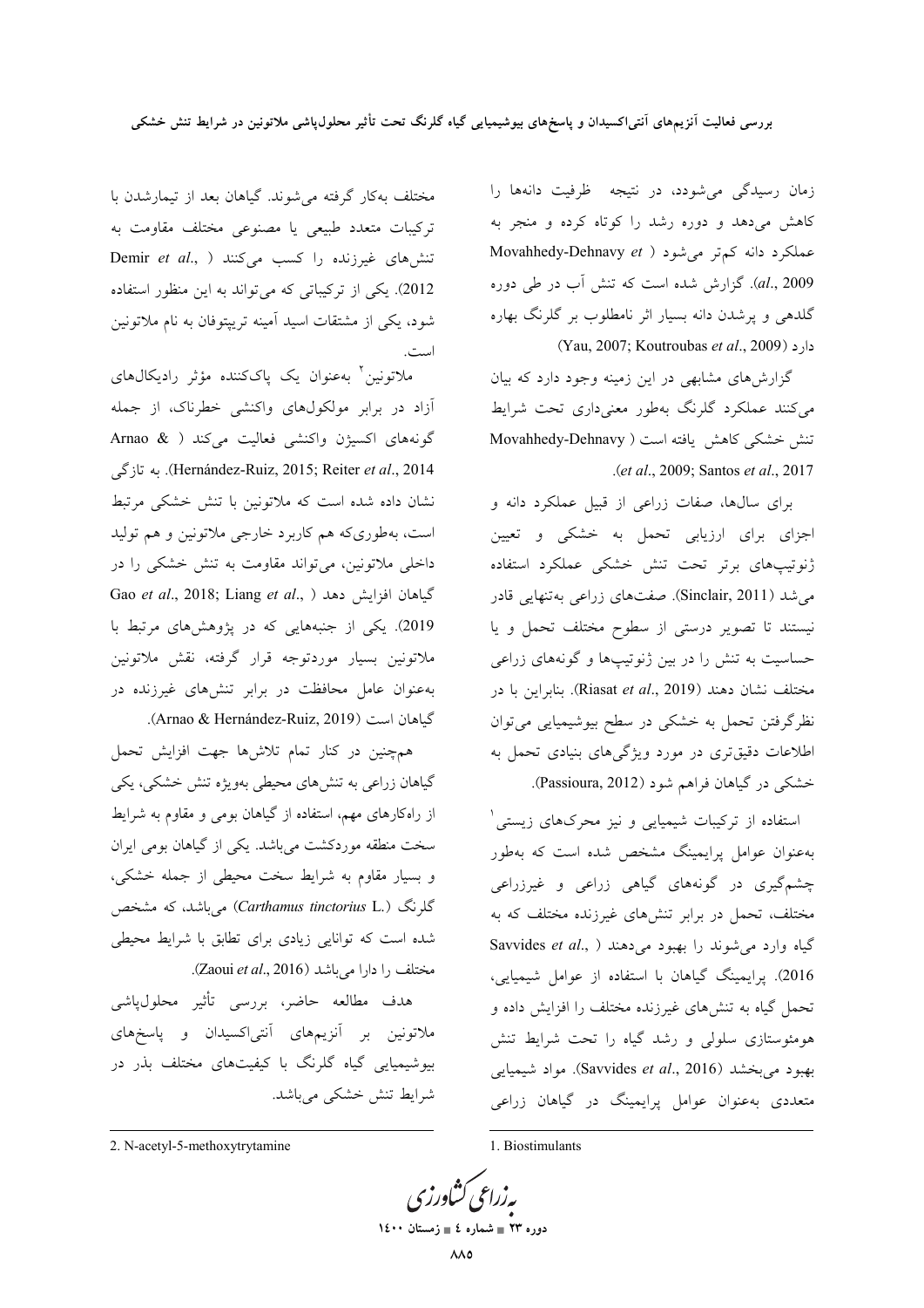زمان رسیدگی می‌شود، در نتیجه ظرفیت دانه‌ها را کاهش می‌دهد و دوره رشد را کوتاه کرده و منجر به عملکرد دانه کم‌تر می‌شود (Movahhedy-Dehnavy *et al*., 2009). گزارش شده است که تنش آب در طی دوره گلدهی و پرشدن دانه بسیار اثر نامطلوب بر گلرنگ بهاره دارد (Yau, 2007; Koutroubas *et al*., 2009).

گزارش‌های مشابهی در این زمینه وجود دارد که بیان می‌کنند عملکرد گلرنگ به‌طور معنی‌داری تحت شرایط تنش خشکی کاهش یافته است (Movahhedy-Dehnavy *et al*., 2009; Santos *et al*., 2017).

برای سال‌ها، صفات زراعی از قبیل عملکرد دانه و اجزای برای ارزیابی تحمل به خشکی و تعیین ژنوتیپ‌های برتر تحت تنش خشکی عملکرد استفاده می‌شد (Sinclair, 2011). صفت‌های زراعی به‌تنهایی قادر نیستند تا تصویر درستی از سطوح مختلف تحمل و یا حساسیت به تنش را در بین ژنوتیپ‌ها و گونه‌های زراعی مختلف نشان دهند (Riasat *et al*., 2019). بنابراین با در نظرگرفتن تحمل به خشکی در سطح بیوشیمیایی می‌توان اطلاعات دقیق‌تری در مورد ویژگی‌های بنیادی تحمل به خشکی در گیاهان فراهم شود (Passioura, 2012).

استفاده از ترکیبات شیمیایی و نیز محرک‌های زیستی[1] به‌عنوان عوامل پرایمینگ مشخص شده است که به‌طور چشم‌گیری در گونه‌های گیاهی زراعی و غیرزراعی مختلف، تحمل در برابر تنش‌های غیرزنده مختلف که به گیاه وارد می‌شوند را بهبود می‌دهند (Savvides *et al*., 2016). پرایمینگ گیاهان با استفاده از عوامل شیمیایی، تحمل گیاه به تنش‌های غیرزنده مختلف را افزایش داده و هومئوستازی سلولی و رشد گیاه را تحت شرایط تنش بهبود می‌بخشد (Savvides *et al*., 2016). مواد شیمیایی متعددی به‌عنوان عوامل پرایمینگ در گیاهان زراعی مختلف به‌کار گرفته می‌شوند. گیاهان بعد از تیمارشدن با ترکیبات متعدد طبیعی یا مصنوعی مختلف مقاومت به تنش‌های غیرزنده را کسب می‌کنند (Demir *et al*., 2012). یکی از ترکیباتی که می‌تواند به این منظور استفاده شود، یکی از مشتقات اسید آمینه تریپتوفان به نام ملاتونین است.

ملاتونین[2] به‌عنوان یک پاک‌کننده مؤثر رادیکال‌های آزاد در برابر مولکول‌های واکنشی خطرناک، از جمله گونه‌های اکسیژن واکنشی فعالیت می‌کند (Arnao & Hernández-Ruiz, 2015; Reiter *et al*., 2014). به تازگی نشان داده شده است که ملاتونین با تنش خشکی مرتبط است، به‌طوری‌که هم کاربرد خارجی ملاتونین و هم تولید داخلی ملاتونین، می‌تواند مقاومت به تنش خشکی را در گیاهان افزایش دهد (Gao *et al*., 2018; Liang *et al*., 2019). یکی از جنبه‌هایی که در پژوهش‌های مرتبط با ملاتونین بسیار موردتوجه قرار گرفته، نقش ملاتونین به‌عنوان عامل محافظت در برابر تنش‌های غیرزنده در گیاهان است (Arnao & Hernández-Ruiz, 2019).

هم‌چنین در کنار تمام تلاش‌ها جهت افزایش تحمل گیاهان زراعی به تنش‌های محیطی به‌ویژه تنش خشکی، یکی از راه‌کارهای مهم، استفاده از گیاهان بومی و مقاوم به شرایط سخت منطقه موردکشت می‌باشد. یکی از گیاهان بومی ایران و بسیار مقاوم به شرایط سخت محیطی از جمله خشکی، گلرنگ (*Carthamus tinctorius* L.) می‌باشد، که مشخص شده است که توانایی زیادی برای تطابق با شرایط محیطی مختلف را دارا می‌باشد (Zaoui *et al*., 2016).

هدف مطالعه حاضر، بررسی تأثیر محلول‌پاشی ملاتونین بر آنزیم‌های آنتی‌اکسیدان و پاسخ‌های بیوشیمیایی گیاه گلرنگ با کیفیت‌های مختلف بذر در شرایط تنش خشکی می‌باشد.

---

1. Biostimulants

2. N-acetyl-5-methoxytrytamine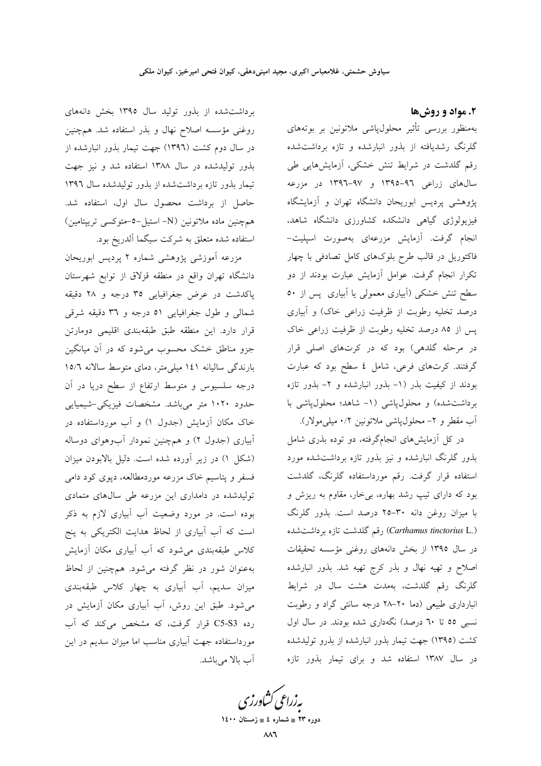## ۲. مواد و روش‌ها

به‌منظور بررسی تأثیر محلول‌پاشی ملاتونین بر بوته‌های گلرنگ رشدیافته از بذور انبارشده و تازه برداشت‌شده رقم گلدشت در شرایط تنش خشکی، آزمایش‌هایی طی سال‌های زراعی ۹۶-۱۳۹۵ و ۹۷-۱۳۹۶ در مزرعه پژوهشی پردیس ابوریحان دانشگاه تهران و آزمایشگاه فیزیولوژی گیاهی دانشکده کشاورزی دانشگاه شاهد، انجام گرفت. آزمایش مزرعه‌ای به‌صورت اسپلیت-فاکتوریل در قالب طرح بلوک‌های کامل تصادفی با چهار تکرار انجام گرفت. عوامل آزمایش عبارت بودند از دو سطح تنش خشکی (آبیاری معمولی یا آبیاری پس از ۵۰ درصد تخلیه رطوبت از ظرفیت زراعی خاک) و آبیاری پس از ۸۵ درصد تخلیه رطوبت از ظرفیت زراعی خاک در مرحله گلدهی) بود که در کرت‌های اصلی قرار گرفتند. کرت‌های فرعی، شامل ٤ سطح بود که عبارت بودند از کیفیت بذر (۱- بذور انبارشده و ۲- بذور تازه برداشت‌شده) و محلول‌پاشی (۱- شاهد؛ محلول‌پاشی با آب مقطر و ۲- محلول‌پاشی ملاتونین ۰/۲ میلی‌مولار).

در کل آزمایش‌های انجام‌گرفته، دو توده بذری شامل بذور گلرنگ انبارشده و نیز بذور تازه برداشت‌شده مورد استفاده قرار گرفت. رقم مورداستفاده گلرنگ، گلدشت بود که دارای تیپ رشد بهاره، بی‌خار، مقاوم به ریزش و با میزان روغن دانه ۳۰-۲۵ درصد است. بذور گلرنگ (*Carthamus tinctorius* L.) رقم گلدشت تازه برداشت‌شده در سال ۱۳۹۵ از بخش دانه‌های روغنی مؤسسه تحقیقات اصلاح و تهیه نهال و بذر کرج تهیه شد. بذور انبارشده گلرنگ رقم گلدشت، به‌مدت هشت سال در شرایط انبارداری طبیعی (دما ۲۸-۲۰ درجه سانتی گراد و رطوبت نسبی ۵۵ تا ٦۰ درصد) نگه‌داری شده بودند. در سال اول کشت (۱۳۹۵) جهت تیمار بذور انبارشده از بذرو تولیدشده در سال ۱۳۸۷ استفاده شد و برای تیمار بذور تازه برداشت‌شده از بذور تولید سال ۱۳۹۵ بخش دانه‌های روغنی مؤسسه اصلاح نهال و بذر استفاده شد. همچنین در سال دوم کشت (۱۳۹٦) جهت تیمار بذور انبارشده از بذور تولیدشده در سال ۱۳۸۸ استفاده شد و نیز جهت تیمار بذور تازه برداشت‌شده از بذور تولیدشده سال ۱۳۹٦ حاصل از برداشت محصول سال اول، استفاده شد. همچنین ماده ملاتونین (N- استیل-۵-متوکسی تریپتامین) استفاده شده متعلق به شرکت سیگما آلدریخ بود.

مزرعه آموزشی پژوهشی شماره ۲ پردیس ابوریحان دانشگاه تهران واقع در منطقه قزلاق از توابع شهرستان پاکدشت در عرض جغرافیایی ۳۵ درجه و ۲۸ دقیقه شمالی و طول جغرافیایی ۵۱ درجه و ۳٦ دقیقه شرقی قرار دارد. این منطقه طبق طبقه‌بندی اقلیمی دومارتن جزو مناطق خشک محسوب می‌شود که در آن میانگین بارندگی سالیانه ۱٤۱ میلی‌متر، دمای متوسط سالانه ۱۵/٦ درجه سلسیوس و متوسط ارتفاع از سطح دریا در آن حدود ۱۰۲۰ متر می‌باشد. مشخصات فیزیکی-شیمیایی خاک مکان آزمایش (جدول ۱) و آب مورداستفاده در آبیاری (جدول ۲) و همچنین نمودار آب‌وهوای دوساله (شکل ۱) در زیر آورده شده است. دلیل بالابودن میزان فسفر و پتاسیم خاک مزرعه موردمطالعه، دپوی کود دامی تولیدشده در دامداری این مزرعه طی سال‌های متمادی بوده است. در مورد وضعیت آب آبیاری لازم به ذکر است که آب آبیاری از لحاظ هدایت الکتریکی به پنج کلاس طبقه‌بندی می‌شود که آب آبیاری مکان آزمایش به‌عنوان شور در نظر گرفته می‌شود. همچنین از لحاظ میزان سدیم، آب آبیاری به چهار کلاس طبقه‌بندی می‌شود. طبق این روش، آب آبیاری مکان آزمایش در رده C5-S3 قرار گرفت، که مشخص می‌کند که آب مورداستفاده جهت آبیاری مناسب اما میزان سدیم در این آب بالا می‌باشد.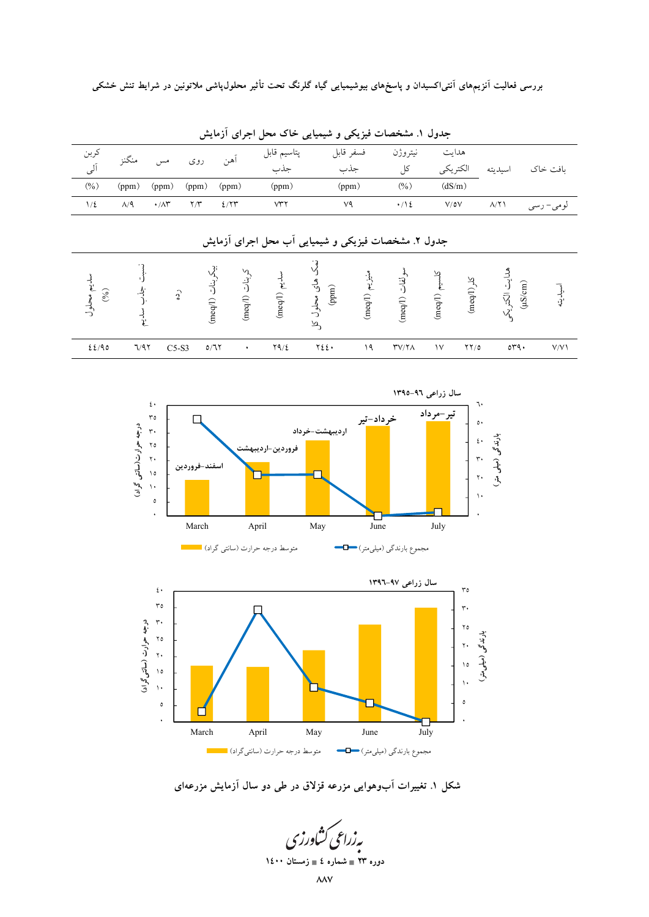جدول ۱. مشخصات فیزیکی و شیمیایی خاک محل اجرای آزمایش

| بافت خاک | اسیدیته | هدایت الکتریکی (dS/m) | نیتروژن کل (%) | فسفر قابل جذب (ppm) | پتاسیم قابل جذب (ppm) | آهن (ppm) | روی (ppm) | مس (ppm) | منگنز (ppm) | کربن آلی (%) |
|---|---|---|---|---|---|---|---|---|---|---|
| لومی- رسی | ۸/۲۱ | ۷/۵۷ | ۰/۱۴ | ۷۹ | ۷۳۲ | ۴/۲۳ | ۲/۳ | ۰/۸۳ | ۸/۹ | ۱/۴ |

جدول ۲. مشخصات فیزیکی و شیمیایی آب محل اجرای آزمایش

| اسیدیته | هدایت الکتریکی (µS/cm) | کلر (meq/l) | کلسیم (meq/l) | سولفات (meq/l) | منیزیم (meq/l) | نمک های محلول کل (ppm) | سدیم (meq/l) | کربنات (meq/l) | بیکربنات (meq/l) | رده | نسبت جذب سدیم | سدیم محلول (%) |
|---|---|---|---|---|---|---|---|---|---|---|---|---|
| ۷/۷۱ | ۵۳۹۰ | ۲۲/۵ | ۱۷ | ۳۷/۲۸ | ۱۹ | ۲۴۴۰ | ۲۹/۴ | ۰ | ۵/۶۲ | C5-S3 | ۶/۹۲ | ۴۴/۹۵ |

شکل ۱. تغییرات آب‌وهوایی مزرعه قزلاق در طی دو سال آزمایش مزرعه‌ای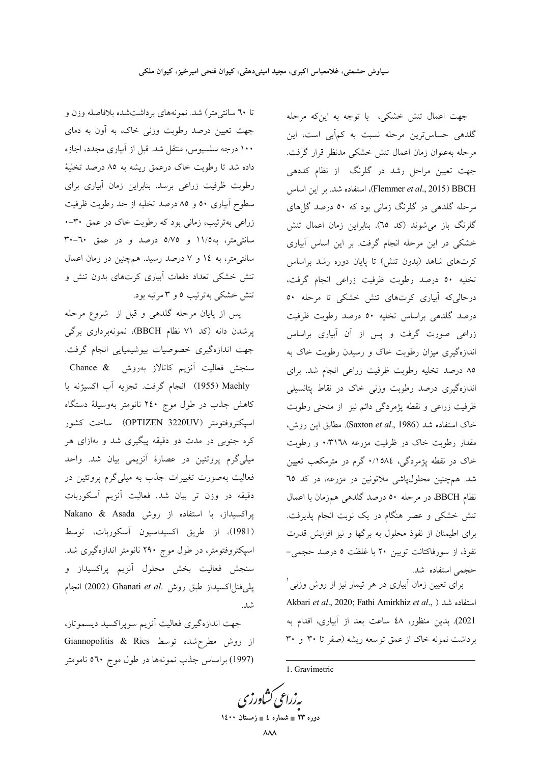جهت اعمال تنش خشکی، با توجه به این‌که مرحله گلدهی حساس‌ترین مرحله نسبت به کم‌آبی است، این مرحله به‌عنوان زمان اعمال تنش خشکی مدنظر قرار گرفت. جهت تعیین مراحل رشد در گلرنگ از نظام کددهی BBCH (Flemmer *et al*., 2015)، استفاده شد. بر این اساس مرحله گلدهی در گلرنگ زمانی بود که ۵۰ درصد گل‌های گلرنگ باز می‌شوند (کد ٦٥). بنابراین زمان اعمال تنش خشکی در این مرحله انجام گرفت. بر این اساس آبیاری کرت‌های شاهد (بدون تنش) تا پایان دوره رشد براساس تخلیه ۵۰ درصد رطوبت ظرفیت زراعی انجام گرفت، درحالی‌که آبیاری کرت‌های تنش خشکی تا مرحله ۵۰ درصد گلدهی براساس تخلیه ۵۰ درصد رطوبت ظرفیت زراعی صورت گرفت و پس از آن آبیاری براساس اندازه‌گیری میزان رطوبت خاک و رسیدن رطوبت خاک به ۸۵ درصد تخلیه رطوبت ظرفیت زراعی انجام شد. برای اندازه‌گیری درصد رطوبت وزنی خاک در نقاط پتانسیلی ظرفیت زراعی و نقطه پژمردگی دائم نیز از منحنی رطوبت خاک استفاده شد (Saxton *et al*., 1986). مطابق این روش، مقدار رطوبت خاک در ظرفیت مزرعه ۰/۳۱٦۸ و رطوبت خاک در نقطه پژمردگی، ۰/۱۵۸٤ گرم در مترمکعب تعیین شد. همچنین محلول‌پاشی ملاتونین در مزرعه، در کد ٦٥ نظام BBCH، در مرحله ۵۰ درصد گلدهی هم‌زمان با اعمال تنش خشکی و عصر هنگام در یک نوبت انجام پذیرفت. برای اطمینان از نفوذ محلول به برگ‌ها و نیز افزایش قدرت نفوذ، از سورفاکتانت توپین ۲۰ با غلظت ۵ درصد حجمی-حجمی استفاده شد.

برای تعیین زمان آبیاری در هر تیمار نیز از روش وزنی[1] استفاده شد (Akbari *et al*., 2020; Fathi Amirkhiz *et al*., 2021). بدین منظور، ٤۸ ساعت بعد از آبیاری، اقدام به برداشت نمونه خاک از عمق توسعه ریشه (صفر تا ۳۰ و ۳۰ تا ٦۰ سانتی‌متر) شد. نمونه‌های برداشت‌شده بلافاصله وزن و جهت تعیین درصد رطوبت وزنی خاک، به آون به دمای ۱۰۰ درجه سلسیوس، منتقل شد. قبل از آبیاری مجدد، اجازه داده شد تا رطوبت خاک درعمق ریشه به ۸۵ درصد تخلیهٔ رطوبت ظرفیت زراعی برسد. بنابراین زمان آبیاری برای سطوح آبیاری ۵۰ و ۸۵ درصد تخلیه از حد رطوبت ظرفیت زراعی به‌ترتیب، زمانی بود که رطوبت خاک در عمق ۳۰-۰ سانتی‌متر، به۱۱/۵ و ۵/۷۵ درصد و در عمق ٦۰-۳۰ سانتی‌متر، به ۱٤ و ۷ درصد رسید. همچنین در زمان اعمال تنش خشکی تعداد دفعات آبیاری کرت‌های بدون تنش و تنش خشکی به‌ترتیب ۵ و ۳ مرتبه بود.

پس از پایان مرحله گلدهی و قبل از شروع مرحله پرشدن دانه (کد ۷۱ نظام BBCH)، نمونه‌برداری برگی جهت اندازه‌گیری خصوصیات بیوشیمیایی انجام گرفت. سنجش فعالیت آنزیم کاتالاز به‌روش Chance & Maehly (1955) انجام گرفت. تجزیه آب اکسیژنه با کاهش جذب در طول موج ۲٤۰ نانومتر به‌وسیلهٔ دستگاه اسپکتروفتومتر (OPTIZEN 3220UV) ساخت کشور کره جنوبی در مدت دو دقیقه پیگیری شد و به‌ازای هر میلی‌گرم پروتئین در عصارهٔ آنزیمی بیان شد. واحد فعالیت به‌صورت تغییرات جذب به میلی‌گرم پروتئین در دقیقه در وزن تر بیان شد. فعالیت آنزیم آسکوربات پراکسیداز، با استفاده از روش Nakano & Asada (1981)، از طریق اکسیداسیون آسکوربات، توسط اسپکتروفتومتر، در طول موج ۲۹۰ نانومتر اندازه‌گیری شد. سنجش فعالیت بخش محلول آنزیم پراکسیداز و پلی‌فنل‌اکسیداز طبق روش Ghanati *et al*. (2002) انجام شد.

جهت اندازه‌گیری فعالیت آنزیم سوپراکسید دیسموتاز، از روش مطرح‌شده توسط Giannopolitis & Ries (1997) براساس جذب نمونه‌ها در طول موج ٥٦۰ نامومتر

---

1. Gravimetric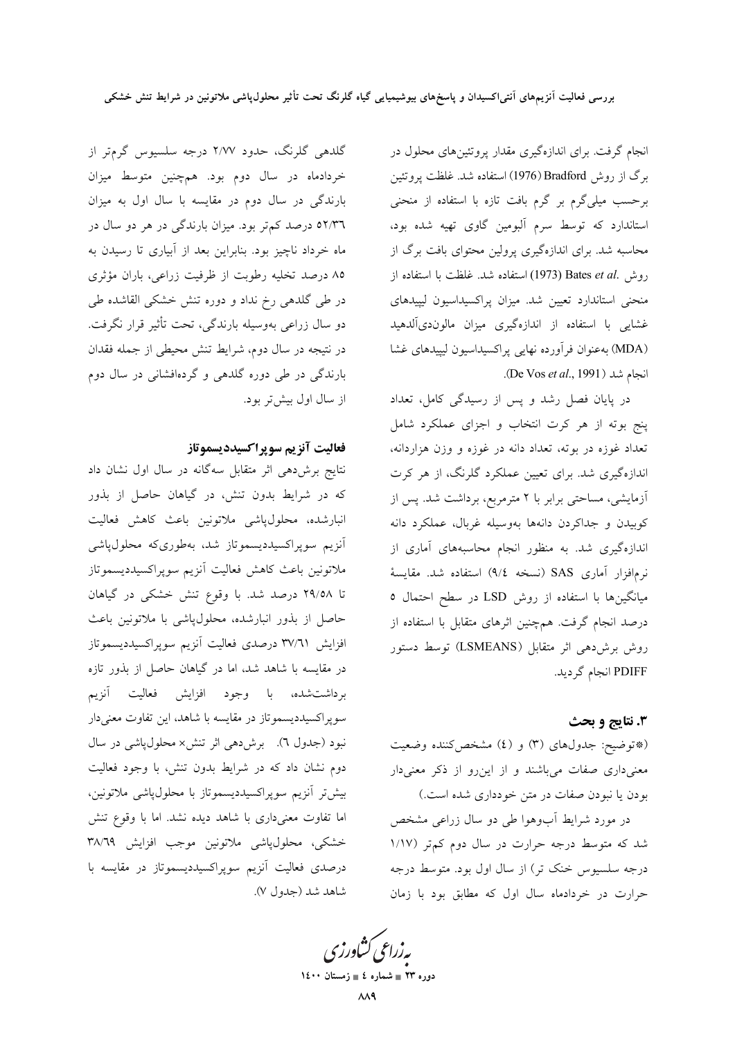انجام گرفت. برای اندازه‌گیری مقدار پروتئین‌های محلول در برگ از روش Bradford (1976) استفاده شد. غلظت پروتئین برحسب میلی‌گرم بر گرم بافت تازه با استفاده از منحنی استاندارد که توسط سرم آلبومین گاوی تهیه شده بود، محاسبه شد. برای اندازه‌گیری پرولین محتوای بافت برگ از روش Bates *et al.* (1973) استفاده شد. غلظت با استفاده از منحنی استاندارد تعیین شد. میزان پراکسیداسیون لیپیدهای غشایی با استفاده از اندازه‌گیری میزان مالون‌دی‌آلدهید (MDA) به‌عنوان فرآورده نهایی پراکسیداسیون لیپیدهای غشا انجام شد (De Vos *et al.*, 1991).

در پایان فصل رشد و پس از رسیدگی کامل، تعداد پنج بوته از هر کرت انتخاب و اجزای عملکرد شامل تعداد غوزه در بوته، تعداد دانه در غوزه و وزن هزاردانه، اندازه‌گیری شد. برای تعیین عملکرد گلرنگ، از هر کرت آزمایشی، مساحتی برابر با ۲ مترمربع، برداشت شد. پس از کوبیدن و جداکردن دانه‌ها به‌وسیله غربال، عملکرد دانه اندازه‌گیری شد. به منظور انجام محاسبه‌های آماری از نرم‌افزار آماری SAS (نسخه ۹/٤) استفاده شد. مقایسهٔ میانگین‌ها با استفاده از روش LSD در سطح احتمال ۵ درصد انجام گرفت. همچنین اثرهای متقابل با استفاده از روش برش‌دهی اثر متقابل (LSMEANS) توسط دستور PDIFF انجام گردید.

## ۳. نتایج و بحث

(*توضیح: جدول‌های (۳) و (٤) مشخص‌کننده وضعیت معنی‌داری صفات می‌باشند و از این‌رو از ذکر معنی‌دار بودن یا نبودن صفات در متن خودداری شده است.)

در مورد شرایط آب‌وهوا طی دو سال زراعی مشخص شد که متوسط درجه حرارت در سال دوم کم‌تر (۱/۱۷ درجه سلسیوس خنک تر) از سال اول بود. متوسط درجه حرارت در خردادماه سال اول که مطابق بود با زمان گلدهی گلرنگ، حدود ۲/۷۷ درجه سلسیوس گرم‌تر از خردادماه در سال دوم بود. همچنین متوسط میزان بارندگی در سال دوم در مقایسه با سال اول به میزان ۵۲/۳٦ درصد کم‌تر بود. میزان بارندگی در هر دو سال در ماه خرداد ناچیز بود. بنابراین بعد از آبیاری تا رسیدن به ۸۵ درصد تخلیه رطوبت از ظرفیت زراعی، باران مؤثری در طی گلدهی رخ نداد و دوره تنش خشکی القاشده طی دو سال زراعی به‌وسیله بارندگی، تحت تأثیر قرار نگرفت. در نتیجه در سال دوم، شرایط تنش محیطی از جمله فقدان بارندگی در طی دوره گلدهی و گرده‌افشانی در سال دوم از سال اول بیش‌تر بود.

### فعالیت آنزیم سوپراکسیددیسموتاز

نتایج برش‌دهی اثر متقابل سه‌گانه در سال اول نشان داد که در شرایط بدون تنش، در گیاهان حاصل از بذور انبارشده، محلول‌پاشی ملاتونین باعث کاهش فعالیت آنزیم سوپراکسیددیسموتاز شد، به‌طوری‌که محلول‌پاشی ملاتونین باعث کاهش فعالیت آنزیم سوپراکسیددیسموتاز تا ۲۹/۵۸ درصد شد. با وقوع تنش خشکی در گیاهان حاصل از بذور انبارشده، محلول‌پاشی با ملاتونین باعث افزایش ۳۷/٦۱ درصدی فعالیت آنزیم سوپراکسیددیسموتاز در مقایسه با شاهد شد، اما در گیاهان حاصل از بذور تازه برداشت‌شده، با وجود افزایش فعالیت آنزیم سوپراکسیددیسموتاز در مقایسه با شاهد، این تفاوت معنی‌دار نبود (جدول ٦). برش‌دهی اثر تنش× محلول‌پاشی در سال دوم نشان داد که در شرایط بدون تنش، با وجود فعالیت بیش‌تر آنزیم سوپراکسیددیسموتاز با محلول‌پاشی ملاتونین، اما تفاوت معنی‌داری با شاهد دیده نشد. اما با وقوع تنش خشکی، محلول‌پاشی ملاتونین موجب افزایش ۳۸/٦۹ درصدی فعالیت آنزیم سوپراکسیددیسموتاز در مقایسه با شاهد شد (جدول ۷).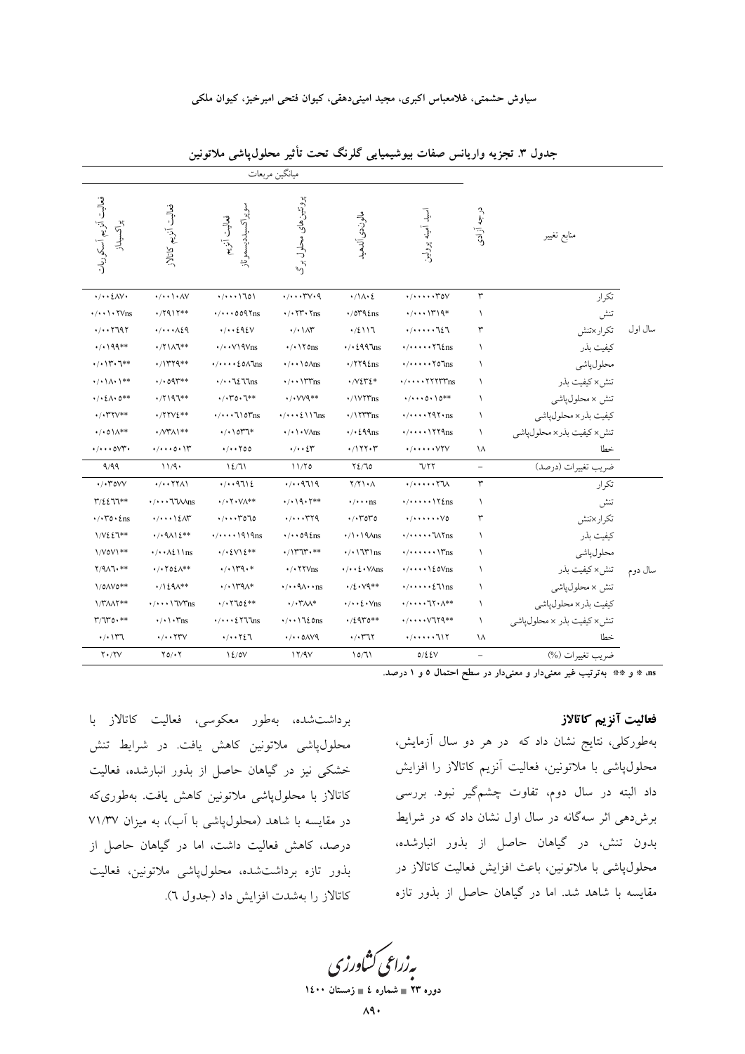**جدول ۳. تجزیه واریانس صفات بیوشیمیایی گلرنگ تحت تأثیر محلول‌پاشی ملاتونین**

| | منابع تغییر | درجه آزادی | اسید آمینه پرولین | مالون‌دی‌آلدهید | پروتئین‌های محلول برگ | فعالیت آنزیم سوپراکسیددیسموتاز | فعالیت آنزیم کاتالاز | فعالیت آنزیم آسکوربات پراکسیداز |
|---|---|---|---|---|---|---|---|---|
| سال اول | تکرار | ۳ | ۰/۰۰۰۰۰۰۳۵۷ | ۰/۱۸۰۴ | ۰/۰۰۰۳۷۰۹ | ۰/۰۰۰۱۶۵۱ | ۰/۰۰۰۱۰۸۷ | ۰/۰۰۰۴۸۷۰ |
| | تنش | ۱ | ۰/۰۰۰۱۳۱۹* | ۰/۵۳۹۴ns | ۰/۰۲۳۰۲ns | ۰/۰۰۰۵۵۹۲ns | ۰/۲۹۱۲** | ۰/۰۰۱۰۲۷ns |
| | تکرار×تنش | ۳ | ۰/۰۰۰۰۰۶۴۶ | ۰/۴۱۱۶ | ۰/۰۱۸۳ | ۰/۰۰۴۹۴۷ | ۰/۰۰۰۸۴۹ | ۰/۰۰۲۳۹۲ |
| | کیفیت بذر | ۱ | ۰/۰۰۰۰۰۲۶۴ns | ۰/۰۴۹۹۶ns | ۰/۰۱۲۵ns | ۰/۰۰۷۱۹۷ns | ۰/۲۱۸۶** | ۰/۰۱۹۹** |
| | محلول‌پاشی | ۱ | ۰/۰۰۰۰۰۲۵۶ns | ۰/۲۲۹۴ns | ۰/۰۰۱۵۸ns | ۰/۰۰۰۰۴۵۸۶ns | ۰/۱۳۲۹** | ۰/۰۱۳۰۶** |
| | تنش× کیفیت بذر | ۱ | ۰/۰۰۰۰۲۲۲۳۳ns | ۰/۷۴۳۴* | ۰/۰۰۱۳۳ns | ۰/۰۰۶۴۶۶ns | ۰/۰۵۹۳** | ۰/۰۱۸۰۱** |
| | تنش × محلول‌پاشی | ۱ | ۰/۰۰۰۰۵۰۱۵** | ۰/۱۷۷۳ns | ۰/۰۷۷۹** | ۰/۰۳۵۰۶** | ۰/۲۱۹۳** | ۰/۰۴۸۰۵** |
| | کیفیت بذر× محلول‌پاشی | ۱ | ۰/۰۰۰۰۲۹۲۰ns | ۰/۱۲۳۳ns | ۰/۰۰۰۴۱۱۶ns | ۰/۰۰۰۶۱۵۳ns | ۰/۲۲۷۴** | ۰/۰۳۷۷** |
| | تنش× کیفیت بذر× محلول‌پاشی | ۱ | ۰/۰۰۰۰۱۲۲۹ns | ۰/۰۴۹۹ns | ۰/۰۱۰۷۸ns | ۰/۰۱۵۳۶* | ۰/۷۳۸۱** | ۰/۰۵۱۸** |
| | خطا | ۱۸ | ۰/۰۰۰۰۰۷۲۷ | ۰/۱۲۲۰۳ | ۰/۰۰۴۳ | ۰/۰۰۲۵۵ | ۰/۰۰۰۵۰۱۳ | ۰/۰۰۰۵۷۳۰ |
| | ضریب تغییرات (درصد) | – | ۶/۲۲ | ۲۴/۶۵ | ۱۱/۲۵ | ۱۴/۶۱ | ۱۱/۹۰ | ۹/۹۹ |
| سال دوم | تکرار | ۳ | ۰/۰۰۰۰۰۰۲۶۸ | ۲/۲۱۰۸ | ۰/۰۰۹۶۱۹ | ۰/۰۰۹۶۱۴ | ۰/۰۰۲۲۸۱ | ۰/۰۳۵۷۷ |
| | تنش | ۱ | ۰/۰۰۰۰۰۱۲۴ns | ۰/۰۰۰ns | ۰/۰۱۹۰۲** | ۰/۰۲۰۷۸** | ۰/۰۰۰۶۶۸۸ns | ۳/۴۴۶۶** |
| | تکرار×تنش | ۳ | ۰/۰۰۰۰۰۰۰۷۵ | ۰/۰۳۵۳۵ | ۰/۰۰۰۳۲۹ | ۰/۰۰۰۳۵۶۵ | ۰/۰۰۰۱۴۸۳ | ۰/۰۳۵۰۴ns |
| | کیفیت بذر | ۱ | ۰/۰۰۰۰۰۰۶۸۲ns | ۰/۱۰۱۹۸ns | ۰/۰۰۵۹۴ns | ۰/۰۰۰۰۱۹۱۹ns | ۰/۰۹۸۱۴** | ۱/۷۴۴۶** |
| | محلول‌پاشی | ۱ | ۰/۰۰۰۰۰۰۰۱۳ns | ۰/۰۱۶۳۱ns | ۰/۱۳۶۳۰** | ۰/۰۴۷۱۴** | ۰/۰۰۸۴۱۱ns | ۱/۷۵۷۱** |
| | تنش× کیفیت بذر | ۱ | ۰/۰۰۰۰۱۴۵۷ns | ۰/۰۰۴۰۷۸ns | ۰/۰۲۲۷ns | ۰/۰۱۳۹۰* | ۰/۰۲۵۴۸** | ۲/۹۸۶۰** |
| | تنش × محلول‌پاشی | ۱ | ۰/۰۰۰۰۰۴۶۱ns | ۰/۴۰۷۹** | ۰/۰۰۹۸۰۰ns | ۰/۰۱۳۹۸* | ۰/۱۴۹۸** | ۱/۵۸۷۵** |
| | کیفیت بذر× محلول‌پاشی | ۱ | ۰/۰۰۰۰۶۲۰۸** | ۰/۰۰۴۰۷ns | ۰/۰۳۸۸* | ۰/۰۲۶۵۴** | ۰/۰۰۰۱۶۷۳ns | ۱/۳۸۸۲** |
| | تنش× کیفیت بذر × محلول‌پاشی | ۱ | ۰/۰۰۰۰۷۶۲۹** | ۰/۴۹۳۵** | ۰/۰۰۱۶۴۵ns | ۰/۰۰۰۴۲۶۶ns | ۰/۰۱۰۳ns | ۳/۶۳۵۰** |
| | خطا | ۱۸ | ۰/۰۰۰۰۰۶۱۲ | ۰/۰۳۶۲ | ۰/۰۰۵۸۷۹ | ۰/۰۰۲۴۶ | ۰/۰۰۲۳۷ | ۰/۰۱۳۶ |
| | ضریب تغییرات (%) | – | ۵/۴۴۷ | ۱۵/۶۱ | ۱۲/۹۷ | ۱۴/۵۷ | ۲۵/۰۲ | ۲۰/۲۷ |

ns، * و ** به‌ترتیب غیر معنی‌دار و معنی‌دار در سطح احتمال ۵ و ۱ درصد.

### فعالیت آنزیم کاتالاز

به‌طورکلی، نتایج نشان داد که در هر دو سال آزمایش، محلول‌پاشی با ملاتونین، فعالیت آنزیم کاتالاز را افزایش داد البته در سال دوم، تفاوت چشم‌گیر نبود. بررسی برش‌دهی اثر سه‌گانه در سال اول نشان داد که در شرایط بدون تنش، در گیاهان حاصل از بذور انبارشده، محلول‌پاشی با ملاتونین، باعث افزایش فعالیت کاتالاز در مقایسه با شاهد شد. اما در گیاهان حاصل از بذور تازه برداشت‌شده، به‌طور معکوسی، فعالیت کاتالاز با محلول‌پاشی ملاتونین کاهش یافت. در شرایط تنش خشکی نیز در گیاهان حاصل از بذور انبارشده، فعالیت کاتالاز با محلول‌پاشی ملاتونین کاهش یافت. به‌طوری‌که در مقایسه با شاهد (محلول‌پاشی با آب)، به میزان ۷۱/۳۷ درصد، کاهش فعالیت داشت، اما در گیاهان حاصل از بذور تازه برداشت‌شده، محلول‌پاشی ملاتونین، فعالیت کاتالاز را به‌شدت افزایش داد (جدول ٦).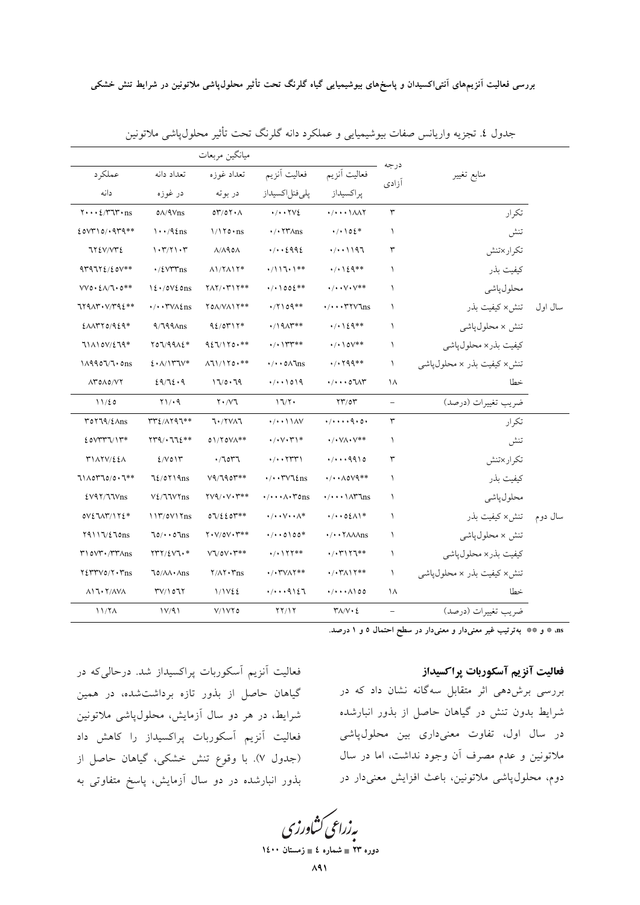جدول ٤. تجزیه واریانس صفات بیوشیمیایی و عملکرد دانه گلرنگ تحت تأثیر محلول‌پاشی ملاتونین

| | منابع تغییر | درجه آزادی | میانگین مربعات | | | | |
|---|---|---|---|---|---|---|---|
| | | | فعالیت آنزیم پراکسیداز | فعالیت آنزیم پلی‌فنل‌اکسیداز | تعداد غوزه در بوته | تعداد دانه در غوزه | عملکرد دانه |
| سال اول | تکرار | ٣ | ٠/٠٠٠١٨٨٢ | ٠/٠٠٢٧٤ | ٥٣/٥٢٠٨ | ٥٨/٩٧ns | ٢٠٠٠٤/٣٦٣٠ns |
| | تنش | ١ | ٠/٠١٥٤* | ٠/٠٢٣٨ns | ١/١٢٥٠ns | ١٠٠/٩٤ns | ٤٥٧٣١٥/٠٩٣٩** |
| | تکرار×تنش | ٣ | ٠/٠٠١١٩٦ | ٠/٠٠٤٩٩٤ | ٨/٨٩٥٨ | ١٠٣/٢١٠٣ | ٦٢٤٧/٧٣٤ |
| | کیفیت بذر | ١ | ٠/٠١٤٩** | ٠/١١٦٠١** | ٨١/٢٨١٢* | ٠/٤٧٣٣ns | ٩٣٩٦٢٤/٤٥٧** |
| | محلول‌پاشی | ١ | ٠/٠٠٧٠٧** | ٠/٠١٥٥٤** | ٢٨٢/٠٣١٢** | ١٤٠/٥٧٤٥ns | ٧٧٥٠٤٨/٦٠٥** |
| | تنش× کیفیت بذر | ١ | ٠/٠٠٠٣٢٧٦ns | ٠/٢١٥٩** | ٢٥٨/٧٨١٢** | ٠/٠٠٣٧٨٤ns | ٦٢٩٨٣٠٧/٣٩٤** |
| | تنش × محلول‌پاشی | ١ | ٠/٠١٤٩** | ٠/١٩٨٣** | ٩٤/٥٣١٢* | ٩/٦٩٩٨ns | ٤٨٨٣٢٥/٩٤٩* |
| | کیفیت بذر× محلول‌پاشی | ١ | ٠/٠١٥٧** | ٠/٠١٣٣** | ٩٤٦/١٢٥٠** | ٢٥٦/٩٩٨٤* | ٦١٨١٥٧/٤٦٩* |
| | تنش× کیفیت بذر × محلول‌پاشی | ١ | ٠/٠٢٩٩** | ٠/٠٠٥٨٦ns | ٨٦١/١٢٥٠** | ٤٠٨/١٣٦٧* | ١٨٩٩٥٦/٦٠٥ns |
| | خطا | ١٨ | ٠/٠٠٠٥٦٨٣ | ٠/٠٠١٥١٩ | ١٦/٥٠٦٩ | ٤٩/٦٤٠٩ | ٨٣٥٨٥/٧٢ |
| | ضریب تغییرات (درصد) | - | ٢٣/٥٣ | ١٦/٢٠ | ٢٠/٧٦ | ٢١/٠٩ | ١١/٤٥ |
| سال دوم | تکرار | ٣ | ٠/٠٠٠٠٩٠٥٠ | ٠/٠٠١١٨٧ | ٦٠/٢٧٨٦ | ٣٣٤/٨٢٩٦** | ٣٥٢٦٩/٤٨ns |
| | تنش | ١ | ٠/٠٧٨٠٧** | ٠/٠٧٠٣١* | ٥١/٢٥٧٨** | ٢٣٩/٠٦٦٤** | ٤٥٧٣٣٦/١٣* |
| | تکرار×تنش | ٣ | ٠/٠٠٠٩٩١٥ | ٠/٠٠٢٣٣١ | ٠/٦٥٣٦ | ٤/٧٥١٣ | ٣١٨٢٧/٤٤٨ |
| | کیفیت بذر | ١ | ٠/٠٠٨٥٧٩** | ٠/٠٠٣٧٦٤ns | ٧٩/٦٩٥٣** | ٦٤/٥٢١٩ns | ٦١٨٥٣٦٥/٥٠٦** |
| | محلول‌پاشی | ١ | ٠/٠٠٠١٨٣٦ns | ٠/٠٠٠٨٠٣٥ns | ٢٧٩/٠٧٠٣** | ٧٤/٦٦٧٢ns | ٤٧٩٢/٦٦٧ns |
| | تنش× کیفیت بذر | ١ | ٠/٠٠٥٤٨١* | ٠/٠٠٧٠٠٨* | ٥٦/٤٤٥٣** | ١١٣/٥٧١٢ns | ٥٧٤٦٨٣/١٢٤* |
| | تنش × محلول‌پاشی | ١ | ٠/٠٠٢٨٨٨ns | ٠/٠٠٥١٥٥* | ٢٠٧/٥٧٠٣** | ٦٥/٠٠٥٦ns | ٢٩١١٦/٤٦٥ns |
| | کیفیت بذر× محلول‌پاشی | ١ | ٠/٠٣١٢٦** | ٠/٠١٢٢** | ٧٦/٥٧٠٣** | ٢٣٢/٤٧٦٠* | ٣١٥٧٣٠/٣٣٨ns |
| | تنش× کیفیت بذر × محلول‌پاشی | ١ | ٠/٠٣٨١٢** | ٠/٠٣٧٨٢** | ٢/٨٢٠٣ns | ٦٥/٨٨٠٨ns | ٢٤٣٣٧٥/٢٠٣ns |
| | خطا | ١٨ | ٠/٠٠٠٨١٥٥ | ٠/٠٠٠٩١٤٦ | ١/١٧٤٤ | ٣٧/١٥٦٢ | ٨١٦٠٢/٨٧٨ |
| | ضریب تغییرات (درصد) | - | ٣٨/٧٠٤ | ٢٢/١٢ | ٧/١٧٢٥ | ١٧/٩١ | ١١/٢٨ |

**ns، * و ** به‌ترتیب غیر معنی‌دار و معنی‌دار در سطح احتمال ٥ و ١ درصد.**

### فعالیت آنزیم آسکوربات پراکسیداز

بررسی برش‌دهی اثر متقابل سه‌گانه نشان داد که در شرایط بدون تنش در گیاهان حاصل از بذور انبارشده در سال اول، تفاوت معنی‌داری بین محلول‌پاشی ملاتونین و عدم مصرف آن وجود نداشت، اما در سال دوم، محلول‌پاشی ملاتونین، باعث افزایش معنی‌دار در فعالیت آنزیم آسکوربات پراکسیداز شد. درحالی‌که در گیاهان حاصل از بذور تازه برداشت‌شده، در همین شرایط، در هر دو سال آزمایش، محلول‌پاشی ملاتونین فعالیت آنزیم آسکوربات پراکسیداز را کاهش داد (جدول ٧). با وقوع تنش خشکی، گیاهان حاصل از بذور انبارشده در دو سال آزمایش، پاسخ متفاوتی به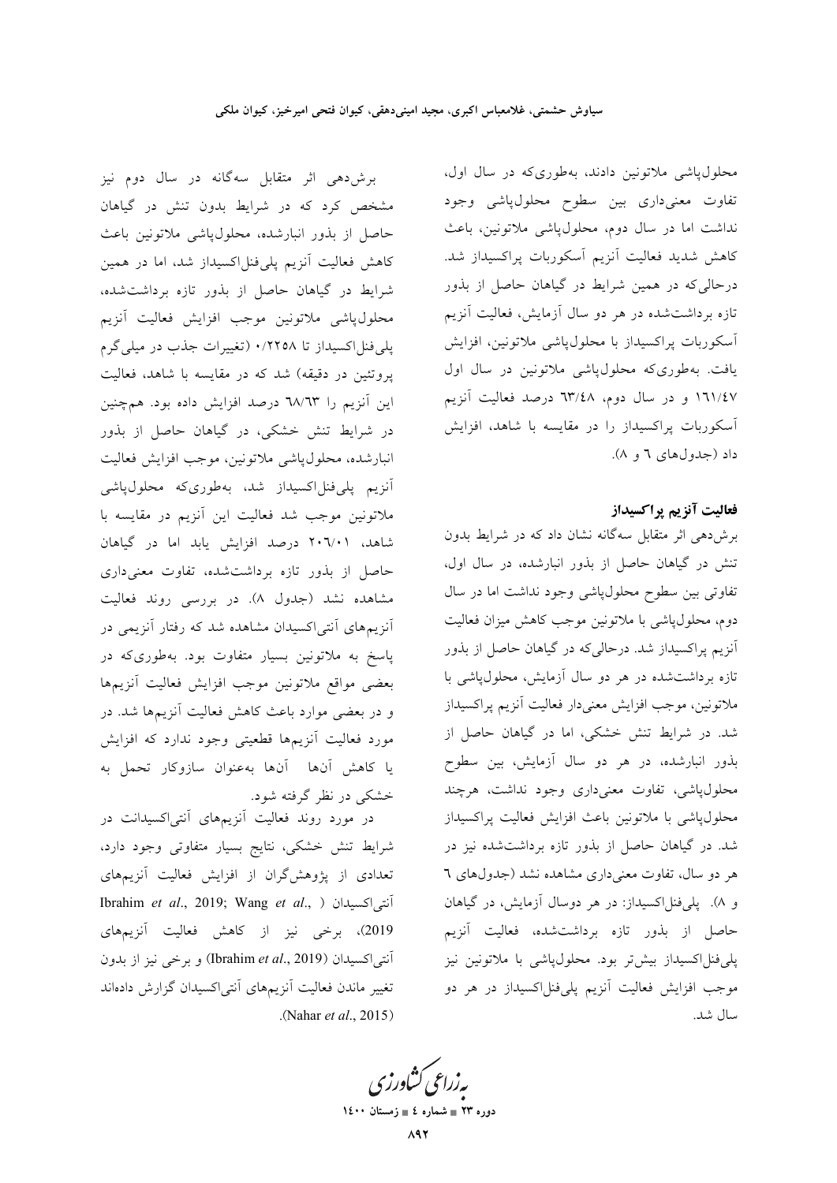محلول‌پاشی ملاتونین دادند، به‌طوری‌که در سال اول، تفاوت معنی‌داری بین سطوح محلول‌پاشی وجود نداشت اما در سال دوم، محلول‌پاشی ملاتونین، باعث کاهش شدید فعالیت آنزیم آسکوربات پراکسیداز شد. درحالی‌که در همین شرایط در گیاهان حاصل از بذور تازه برداشت‌شده در هر دو سال آزمایش، فعالیت آنزیم آسکوربات پراکسیداز با محلول‌پاشی ملاتونین، افزایش یافت. به‌طوری‌که محلول‌پاشی ملاتونین در سال اول ۱۶۱/۴۷ و در سال دوم، ۶۳/۴۸ درصد فعالیت آنزیم آسکوربات پراکسیداز را در مقایسه با شاهد، افزایش داد (جدول‌های ۶ و ۸).

### فعالیت آنزیم پراکسیداز

برش‌دهی اثر متقابل سه‌گانه نشان داد که در شرایط بدون تنش در گیاهان حاصل از بذور انبارشده، در سال اول، تفاوتی بین سطوح محلول‌پاشی وجود نداشت اما در سال دوم، محلول‌پاشی با ملاتونین موجب کاهش میزان فعالیت آنزیم پراکسیداز شد. درحالی‌که در گیاهان حاصل از بذور تازه برداشت‌شده در هر دو سال آزمایش، محلول‌پاشی با ملاتونین، موجب افزایش معنی‌دار فعالیت آنزیم پراکسیداز شد. در شرایط تنش خشکی، اما در گیاهان حاصل از بذور انبارشده، در هر دو سال آزمایش، بین سطوح محلول‌پاشی، تفاوت معنی‌داری وجود نداشت، هرچند محلول‌پاشی با ملاتونین باعث افزایش فعالیت پراکسیداز شد. در گیاهان حاصل از بذور تازه برداشت‌شده نیز در هر دو سال، تفاوت معنی‌داری مشاهده نشد (جدول‌های ۶ و ۸). پلی‌فنل‌اکسیداز: در هر دوسال آزمایش، در گیاهان حاصل از بذور تازه برداشت‌شده، فعالیت آنزیم پلی‌فنل‌اکسیداز بیش‌تر بود. محلول‌پاشی با ملاتونین نیز موجب افزایش فعالیت آنزیم پلی‌فنل‌اکسیداز در هر دو سال شد.

برش‌دهی اثر متقابل سه‌گانه در سال دوم نیز مشخص کرد که در شرایط بدون تنش در گیاهان حاصل از بذور انبارشده، محلول‌پاشی ملاتونین باعث کاهش فعالیت آنزیم پلی‌فنل‌اکسیداز شد، اما در همین شرایط در گیاهان حاصل از بذور تازه برداشت‌شده، محلول‌پاشی ملاتونین موجب افزایش فعالیت آنزیم پلی‌فنل‌اکسیداز تا ۰/۲۲۵۸ (تغییرات جذب در میلی‌گرم پروتئین در دقیقه) شد که در مقایسه با شاهد، فعالیت این آنزیم را ۶۸/۶۳ درصد افزایش داده بود. هم‌چنین در شرایط تنش خشکی، در گیاهان حاصل از بذور انبارشده، محلول‌پاشی ملاتونین، موجب افزایش فعالیت آنزیم پلی‌فنل‌اکسیداز شد، به‌طوری‌که محلول‌پاشی ملاتونین موجب شد فعالیت این آنزیم در مقایسه با شاهد، ۲۰۶/۰۱ درصد افزایش یابد اما در گیاهان حاصل از بذور تازه برداشت‌شده، تفاوت معنی‌داری مشاهده نشد (جدول ۸). در بررسی روند فعالیت آنزیم‌های آنتی‌اکسیدان مشاهده شد که رفتار آنزیمی در پاسخ به ملاتونین بسیار متفاوت بود. به‌طوری‌که در بعضی مواقع ملاتونین موجب افزایش فعالیت آنزیم‌ها و در بعضی موارد باعث کاهش فعالیت آنزیم‌ها شد. در مورد فعالیت آنزیم‌ها قطعیتی وجود ندارد که افزایش یا کاهش آن‌ها آن‌ها به‌عنوان سازوکار تحمل به خشکی در نظر گرفته شود.

در مورد روند فعالیت آنزیم‌های آنتی‌اکسیدانت در شرایط تنش خشکی، نتایج بسیار متفاوتی وجود دارد، تعدادی از پژوهش‌گران از افزایش فعالیت آنزیم‌های آنتی‌اکسیدان (Ibrahim *et al*., 2019; Wang *et al*., 2019)، برخی نیز از کاهش فعالیت آنزیم‌های آنتی‌اکسیدان (Ibrahim *et al*., 2019) و برخی نیز از بدون تغییر ماندن فعالیت آنزیم‌های آنتی‌اکسیدان گزارش داده‌اند (Nahar *et al*., 2015).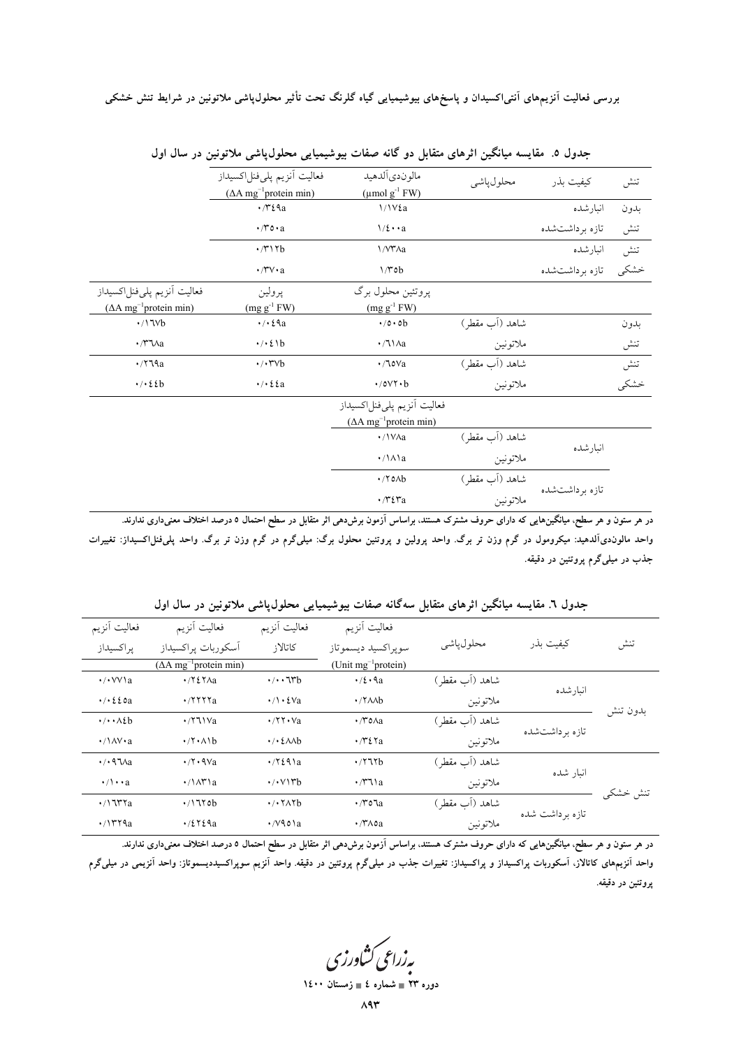جدول ۵. مقایسه میانگین اثرهای متقابل دو گانه صفات بیوشیمیایی محلول‌پاشی ملاتونین در سال اول

| تنش | کیفیت بذر | محلول‌پاشی | مالون‌دی‌آلدهید ($\mu$mol g$^{-1}$ FW) | فعالیت آنزیم پلی‌فنل‌اکسیداز ($\Delta$A mg$^{-1}$protein min) | |
|---|---|---|---|---|---|
| بدون تنش | انبارشده | | ۱/۱۷۴a | ۰/۳۴۹a | |
| | تازه برداشت‌شده | | ۱/۴۰۰a | ۰/۳۵۰a | |
| تنش خشکی | انبارشده | | ۱/۷۳۸a | ۰/۳۱۲b | |
| | تازه برداشت‌شده | | ۱/۳۵b | ۰/۳۷۰a | |
| | | | **پروتئین محلول برگ (mg g$^{-1}$ FW)** | **پرولین (mg g$^{-1}$ FW)** | **فعالیت آنزیم پلی‌فنل‌اکسیداز ($\Delta$A mg$^{-1}$protein min)** |
| بدون تنش | | شاهد (آب مقطر) | ۰/۵۰۰b | ۰/۰۴۹a | ۰/۱۶۷b |
| | | ملاتونین | ۰/۶۱۸a | ۰/۰۴۱b | ۰/۳۶۸a |
| تنش خشکی | | شاهد (آب مقطر) | ۰/۶۵۷a | ۰/۰۳۷b | ۰/۲۶۹a |
| | | ملاتونین | ۰/۵۷۲۰b | ۰/۰۴۴a | ۰/۰۴۴b |
| | | | **فعالیت آنزیم پلی‌فنل‌اکسیداز ($\Delta$A mg$^{-1}$protein min)** | | |
| | انبارشده | شاهد (آب مقطر) | ۰/۱۷۸a | | |
| | | ملاتونین | ۰/۱۸۱a | | |
| | تازه برداشت‌شده | شاهد (آب مقطر) | ۰/۲۵۸b | | |
| | | ملاتونین | ۰/۳۴۳a | | |

در هر ستون و هر سطح، میانگین‌هایی که دارای حروف مشترک هستند، براساس آزمون برش‌دهی اثر متقابل در سطح احتمال ۵ درصد اختلاف معنی‌داری ندارند.
واحد مالون‌دی‌آلدهید: میکرومول در گرم وزن تر برگ. واحد پرولین و پروتئین محلول برگ: میلی‌گرم در گرم وزن تر برگ. واحد پلی‌فنل‌اکسیداز: تغییرات جذب در میلی‌گرم پروتئین در دقیقه.

جدول ٦. مقایسه میانگین اثرهای متقابل سه‌گانه صفات بیوشیمیایی محلول‌پاشی ملاتونین در سال اول

| تنش | کیفیت بذر | محلول‌پاشی | فعالیت آنزیم سوپراکسید دیسموتاز (Unit mg$^{-1}$protein) | فعالیت آنزیم کاتالاز | فعالیت آنزیم آسکوربات پراکسیداز ($\Delta$A mg$^{-1}$protein min) | فعالیت آنزیم پراکسیداز |
|---|---|---|---|---|---|---|
| بدون تنش | انبارشده | شاهد (آب مقطر) | ۰/۴۰۹a | ۰/۰۰۶۳b | ۰/۲۴۲۸a | ۰/۰۷۷۱a |
| | | ملاتونین | ۰/۲۸۸b | ۰/۱۰۴۷a | ۰/۲۲۲۲a | ۰/۰۴۴۵a |
| | تازه برداشت‌شده | شاهد (آب مقطر) | ۰/۳۵۸a | ۰/۲۲۰۷a | ۰/۲۶۱۷a | ۰/۰۰۸۴b |
| | | ملاتونین | ۰/۳۴۲a | ۰/۰۴۸۸b | ۰/۲۰۸۱b | ۰/۱۸۷۰a |
| تنش خشکی | انبار شده | شاهد (آب مقطر) | ۰/۲۶۲b | ۰/۲۴۹۱a | ۰/۲۰۹۷a | ۰/۰۹۶۸a |
| | | ملاتونین | ۰/۳۶۱a | ۰/۰۷۱۳b | ۰/۱۸۳۱a | ۰/۱۰۰a |
| | تازه برداشت شده | شاهد (آب مقطر) | ۰/۳۵۶a | ۰/۰۲۸۲b | ۰/۱۶۲۵b | ۰/۱۶۳۲a |
| | | ملاتونین | ۰/۳۸۵a | ۰/۷۹۵۱a | ۰/۴۲۴۹a | ۰/۱۳۲۹a |

در هر ستون و هر سطح، میانگین‌هایی که دارای حروف مشترک هستند، براساس آزمون برش‌دهی اثر متقابل در سطح احتمال ۵ درصد اختلاف معنی‌داری ندارند.
واحد آنزیم‌های کاتالاز، آسکوربات پراکسیداز و پراکسیداز: تغییرات جذب در میلی‌گرم پروتئین در دقیقه. واحد آنزیم سوپراکسیددیسموتاز: واحد آنزیمی در میلی‌گرم پروتئین در دقیقه.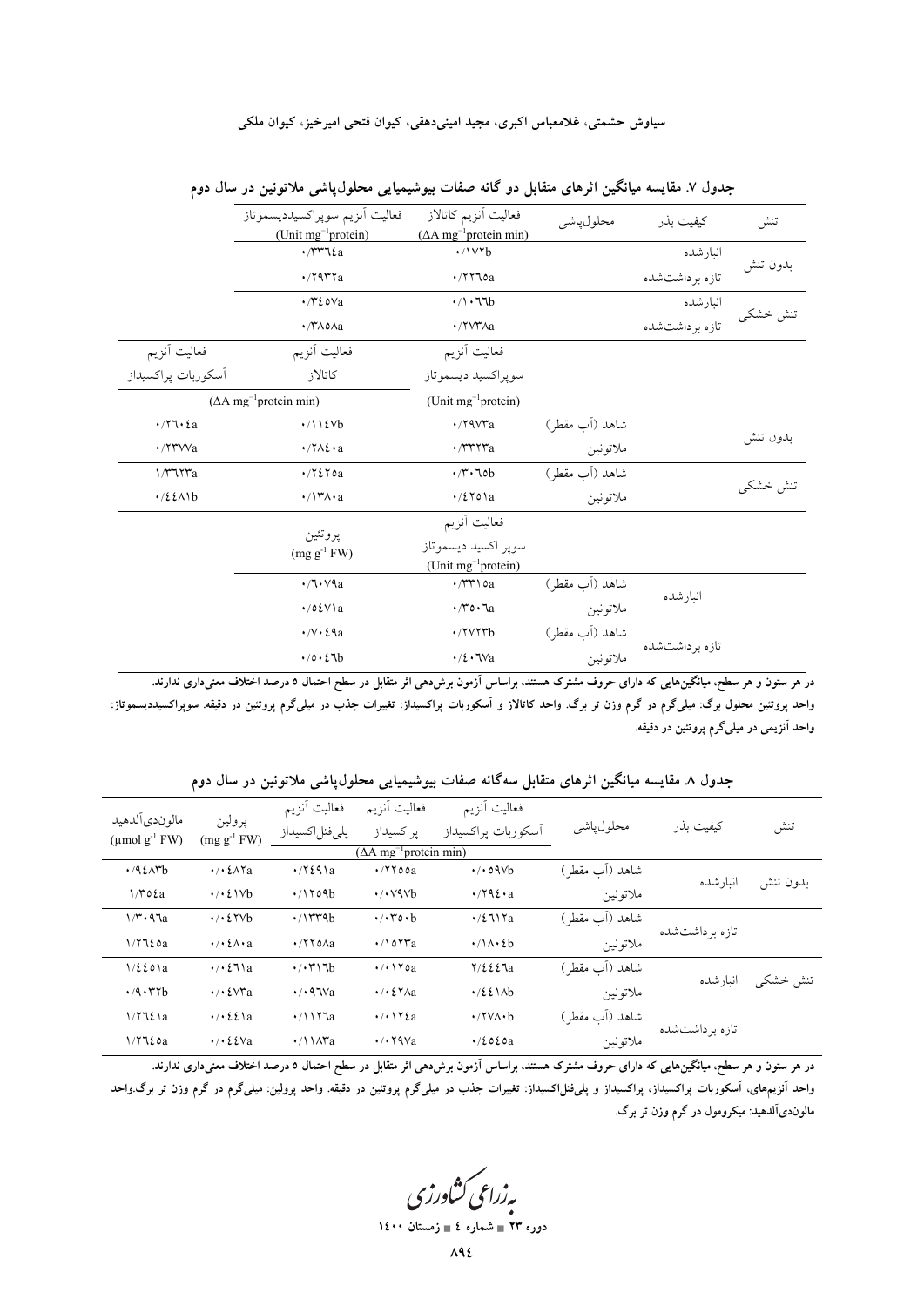**جدول ۷. مقایسه میانگین اثرهای متقابل دو گانه صفات بیوشیمیایی محلول‌پاشی ملاتونین در سال دوم**

| تنش | کیفیت بذر | محلول‌پاشی | فعالیت آنزیم کاتالاز (ΔA mg⁻¹protein min) | فعالیت آنزیم سوپراکسیددیسموتاز (Unit mg⁻¹protein) | |
|---|---|---|---|---|---|
| بدون تنش | انبارشده | | ۰/۱۷۲b | ۰/۳۳۶۴a | |
| | تازه برداشت‌شده | | ۰/۲۲۶۵a | ۰/۲۹۳۲a | |
| تنش خشکی | انبارشده | | ۰/۱۰۶۶b | ۰/۳۴۵۷a | |
| | تازه برداشت‌شده | | ۰/۲۷۳۸a | ۰/۳۸۵۸a | |
| | | | فعالیت آنزیم سوپراکسید دیسموتاز (Unit mg⁻¹protein) | فعالیت آنزیم کاتالاز (ΔA mg⁻¹protein min) | فعالیت آنزیم آسکوربات پراکسیداز (ΔA mg⁻¹protein min) |
| بدون تنش | | شاهد (آب مقطر) | ۰/۲۹۷۳a | ۰/۱۱۴۷b | ۰/۲۶۰۴a |
| | | ملاتونین | ۰/۳۳۲۳a | ۰/۲۸۴۰a | ۰/۲۳۷۷a |
| تنش خشکی | | شاهد (آب مقطر) | ۰/۳۰۶۵b | ۰/۲۴۲۵a | ۱/۳۶۲۳a |
| | | ملاتونین | ۰/۴۲۵۱a | ۰/۱۳۸۰a | ۰/۴۴۸۱b |
| | | | فعالیت آنزیم سوپر اکسید دیسموتاز (Unit mg⁻¹protein) | پروتئین (mg g⁻¹ FW) | |
| | انبارشده | شاهد (آب مقطر) | ۰/۳۳۱۵a | ۰/۶۰۷۹a | |
| | | ملاتونین | ۰/۳۵۰۶a | ۰/۵۴۷۱a | |
| | تازه برداشت‌شده | شاهد (آب مقطر) | ۰/۲۷۲۳b | ۰/۷۰۴۹a | |
| | | ملاتونین | ۰/۴۰۶۷a | ۰/۵۰۴۶b | |

**در هر ستون و هر سطح، میانگین‌هایی که دارای حروف مشترک هستند، براساس آزمون برش‌دهی اثر متقابل در سطح احتمال ۵ درصد اختلاف معنی‌داری ندارند.**
**واحد پروتئین محلول برگ: میلی‌گرم در گرم وزن تر برگ. واحد کاتالاز و آسکوربات پراکسیداز: تغییرات جذب در میلی‌گرم پروتئین در دقیقه. سوپراکسیددیسموتاز: واحد آنزیمی در میلی‌گرم پروتئین در دقیقه.**

**جدول ۸. مقایسه میانگین اثرهای متقابل سه‌گانه صفات بیوشیمیایی محلول‌پاشی ملاتونین در سال دوم**

| تنش | کیفیت بذر | محلول‌پاشی | فعالیت آنزیم آسکوربات پراکسیداز (ΔA mg⁻¹protein min) | فعالیت آنزیم پراکسیداز (ΔA mg⁻¹protein min) | فعالیت آنزیم پلی‌فنل‌اکسیداز (ΔA mg⁻¹protein min) | پرولین (mg g⁻¹ FW) | مالون‌دی‌آلدهید (µmol g⁻¹ FW) |
|---|---|---|---|---|---|---|---|
| بدون تنش | انبارشده | شاهد (آب مقطر) | ۰/۰۵۹۷b | ۰/۲۲۵۵a | ۰/۲۴۹۱a | ۰/۰۴۸۲a | ۰/۹۴۸۳b |
| | | ملاتونین | ۰/۲۹۴۰a | ۰/۰۷۹۷b | ۰/۱۲۵۹b | ۰/۰۴۱۷b | ۱/۳۵۴a |
| | تازه برداشت‌شده | شاهد (آب مقطر) | ۰/۴۶۱۲a | ۰/۰۳۵۰b | ۰/۱۳۳۹b | ۰/۰۴۲۷b | ۱/۳۰۹۶a |
| | | ملاتونین | ۰/۱۸۰۴b | ۰/۱۵۲۳a | ۰/۲۲۵۸a | ۰/۰۴۸۰a | ۱/۲۶۴۵a |
| تنش خشکی | انبارشده | شاهد (آب مقطر) | ۲/۴۴۴۶a | ۰/۰۱۲۵a | ۰/۰۳۱۶b | ۰/۰۴۶۱a | ۱/۴۴۵۱a |
| | | ملاتونین | ۰/۴۴۱۸b | ۰/۰۴۲۸a | ۰/۰۹۶۷a | ۰/۰۴۷۳a | ۰/۹۰۳۲b |
| | تازه برداشت‌شده | شاهد (آب مقطر) | ۰/۲۷۸۰b | ۰/۰۱۲۴a | ۰/۱۱۲۶a | ۰/۰۴۴۱a | ۱/۲۶۴۱a |
| | | ملاتونین | ۰/۴۵۴۵a | ۰/۰۲۹۷a | ۰/۱۱۸۳a | ۰/۰۴۴۷a | ۱/۲۶۴۵a |

**در هر ستون و هر سطح، میانگین‌هایی که دارای حروف مشترک هستند، براساس آزمون برش‌دهی اثر متقابل در سطح احتمال ۵ درصد اختلاف معنی‌داری ندارند.**
**واحد آنزیم‌های، آسکوربات پراکسیداز، پراکسیداز و پلی‌فنل‌اکسیداز: تغییرات جذب در میلی‌گرم پروتئین در دقیقه. واحد پرولین: میلی‌گرم در گرم وزن تر برگ.واحد مالون‌دی‌آلدهید: میکرومول در گرم وزن تر برگ.**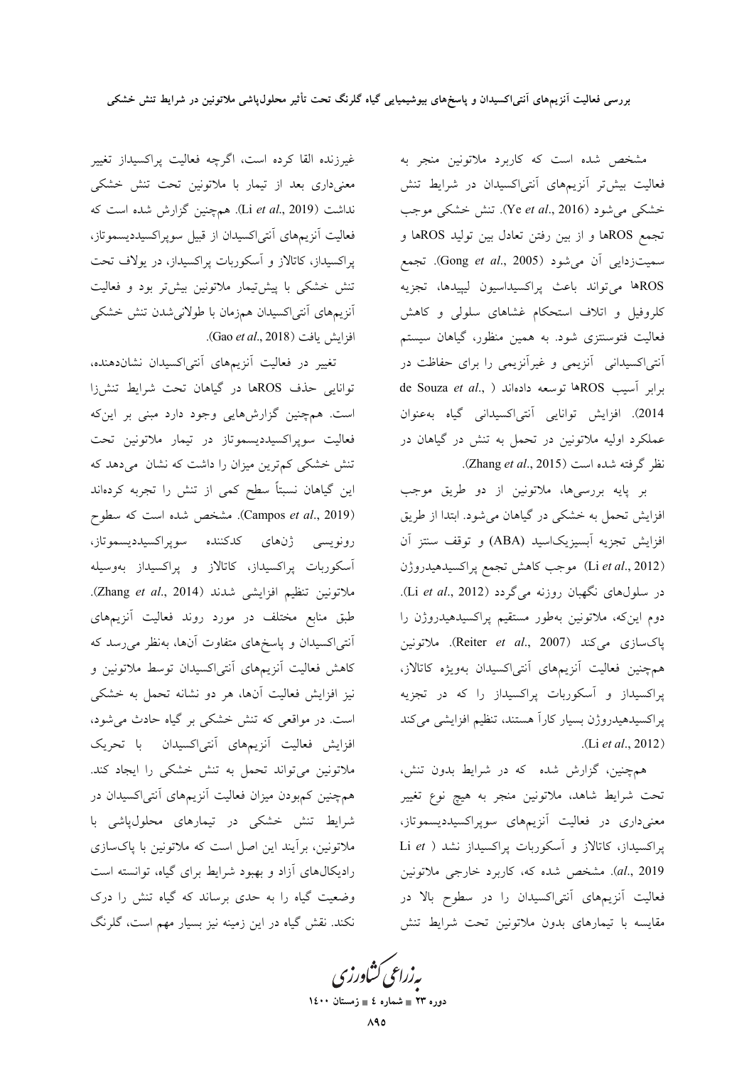مشخص شده است که کاربرد ملاتونین منجر به فعالیت بیش‌تر آنزیم‌های آنتی‌اکسیدان در شرایط تنش خشکی می‌شود (Ye *et al*., 2016). تنش خشکی موجب تجمع ROSها و از بین رفتن تعادل بین تولید ROSها و سمیت‌زدایی آن می‌شود (Gong *et al*., 2005). تجمع ROSها می‌تواند باعث پراکسیداسیون لیپیدها، تجزیه کلروفیل و اتلاف استحکام غشاهای سلولی و کاهش فعالیت فتوسنتزی شود. به همین منظور، گیاهان سیستم آنتی‌اکسیدانی آنزیمی و غیرآنزیمی را برای حفاظت در برابر آسیب ROSها توسعه داده‌اند (de Souza *et al*., 2014). افزایش توانایی آنتی‌اکسیدانی گیاه به‌عنوان عملکرد اولیه ملاتونین در تحمل به تنش در گیاهان در نظر گرفته شده است (Zhang *et al*., 2015).

بر پایه بررسی‌ها، ملاتونین از دو طریق موجب افزایش تحمل به خشکی در گیاهان می‌شود. ابتدا از طریق افزایش تجزیه آبسیزیک‌اسید (ABA) و توقف سنتز آن (Li *et al*., 2012) موجب کاهش تجمع پراکسیدهیدروژن در سلول‌های نگهبان روزنه می‌گردد (Li *et al*., 2012). دوم این‌که، ملاتونین به‌طور مستقیم پراکسیدهیدروژن را پاک‌سازی می‌کند (Reiter *et al*., 2007). ملاتونین همچنین فعالیت آنزیم‌های آنتی‌اکسیدان به‌ویژه کاتالاز، پراکسیداز و آسکوربات پراکسیداز را که در تجزیه پراکسیدهیدروژن بسیار کارآ هستند، تنظیم افزایشی می‌کند (Li *et al*., 2012).

همچنین، گزارش شده که در شرایط بدون تنش، تحت شرایط شاهد، ملاتونین منجر به هیچ نوع تغییر معنی‌داری در فعالیت آنزیم‌های سوپراکسیددیسموتاز، پراکسیداز، کاتالاز و آسکوربات پراکسیداز نشد (Li *et al*., 2019). مشخص شده که، کاربرد خارجی ملاتونین فعالیت آنزیم‌های آنتی‌اکسیدان را در سطوح بالا در مقایسه با تیمارهای بدون ملاتونین تحت شرایط تنش غیرزنده القا کرده است، اگرچه فعالیت پراکسیداز تغییر معنی‌داری بعد از تیمار با ملاتونین تحت تنش خشکی نداشت (Li *et al*., 2019). همچنین گزارش شده است که فعالیت آنزیم‌های آنتی‌اکسیدان از قبیل سوپراکسیددیسموتاز، پراکسیداز، کاتالاز و آسکوربات پراکسیداز، در یولاف تحت تنش خشکی با پیش‌تیمار ملاتونین بیش‌تر بود و فعالیت آنزیم‌های آنتی‌اکسیدان همزمان با طولانی‌شدن تنش خشکی افزایش یافت (Gao *et al*., 2018).

تغییر در فعالیت آنزیم‌های آنتی‌اکسیدان نشان‌دهنده، توانایی حذف ROSها در گیاهان تحت شرایط تنش‌زا است. همچنین گزارش‌هایی وجود دارد مبنی بر این‌که فعالیت سوپراکسیددیسموتاز در تیمار ملاتونین تحت تنش خشکی کم‌ترین میزان را داشت که نشان می‌دهد که این گیاهان نسبتاً سطح کمی از تنش را تجربه کرده‌اند (Campos *et al*., 2019). مشخص شده است که سطوح رونویسی ژن‌های کدکننده سوپراکسیددیسموتاز، آسکوربات پراکسیداز، کاتالاز و پراکسیداز به‌وسیله ملاتونین تنظیم افزایشی شدند (Zhang *et al*., 2014). طبق منابع مختلف در مورد روند فعالیت آنزیم‌های آنتی‌اکسیدان و پاسخ‌های متفاوت آن‌ها، به‌نظر می‌رسد که کاهش فعالیت آنزیم‌های آنتی‌اکسیدان توسط ملاتونین و نیز افزایش فعالیت آن‌ها، هر دو نشانه تحمل به خشکی است. در مواقعی که تنش خشکی بر گیاه حادث می‌شود، افزایش فعالیت آنزیم‌های آنتی‌اکسیدان با تحریک ملاتونین می‌تواند تحمل به تنش خشکی را ایجاد کند. همچنین کم‌بودن میزان فعالیت آنزیم‌های آنتی‌اکسیدان در شرایط تنش خشکی در تیمارهای محلول‌پاشی با ملاتونین، برآیند این اصل است که ملاتونین با پاک‌سازی رادیکال‌های آزاد و بهبود شرایط برای گیاه، توانسته است وضعیت گیاه را به حدی برساند که گیاه تنش را درک نکند. نقش گیاه در این زمینه نیز بسیار مهم است، گلرنگ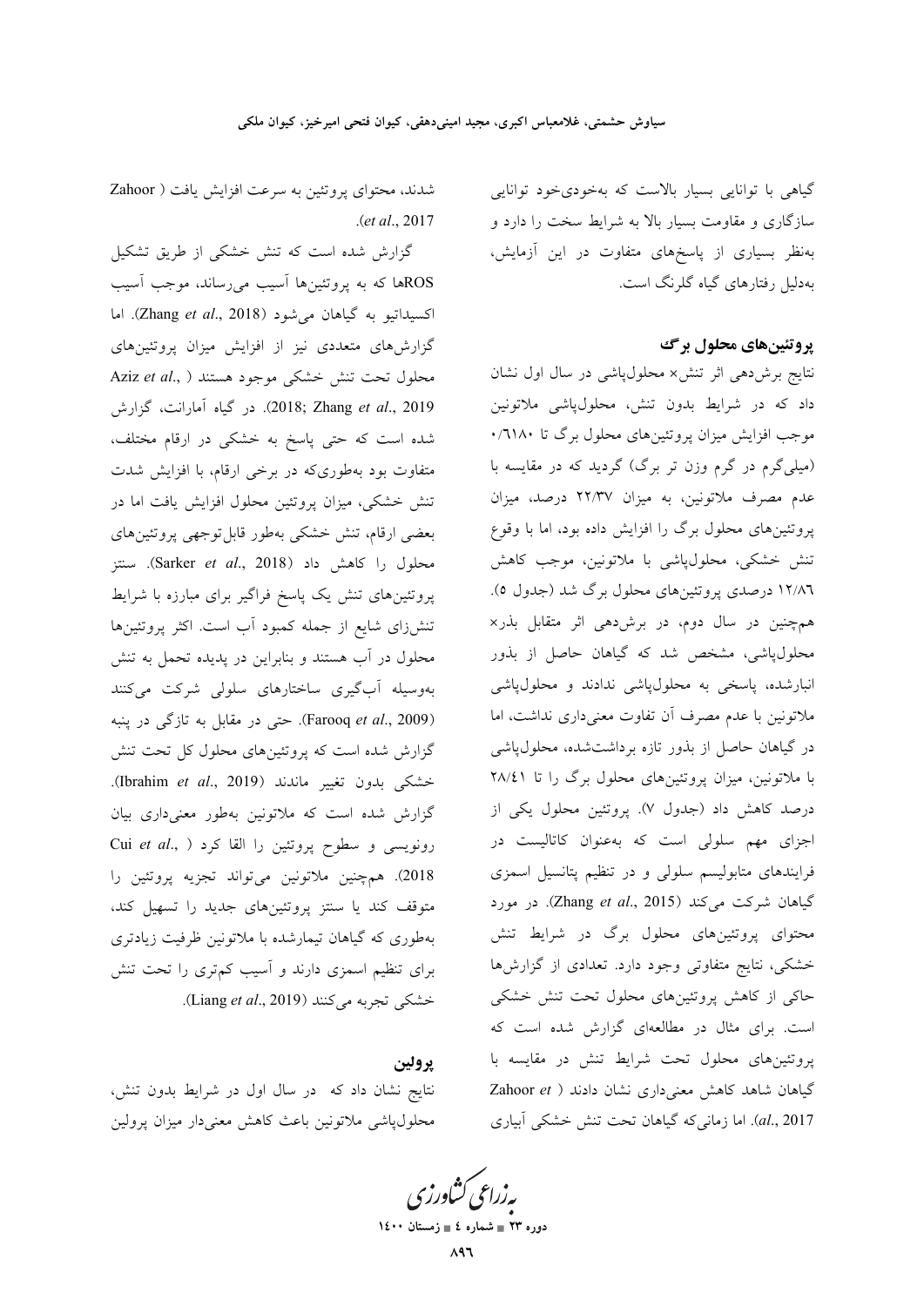گیاهی با توانایی بسیار بالاست که به‌خودی‌خود توانایی سازگاری و مقاومت بسیار بالا به شرایط سخت را دارد و به‌نظر بسیاری از پاسخ‌های متفاوت در این آزمایش، به‌دلیل رفتارهای گیاه گلرنگ است.

## پروتئین‌های محلول برگ

نتایج برش‌دهی اثر تنش× محلول‌پاشی در سال اول نشان داد که در شرایط بدون تنش، محلول‌پاشی ملاتونین موجب افزایش میزان پروتئین‌های محلول برگ تا ۰/۶۱۸۰ (میلی‌گرم در گرم وزن تر برگ) گردید که در مقایسه با عدم مصرف ملاتونین، به میزان ۲۲/۳۷ درصد، میزان پروتئین‌های محلول برگ را افزایش داده بود، اما با وقوع تنش خشکی، محلول‌پاشی با ملاتونین، موجب کاهش ۱۲/۸۶ درصدی پروتئین‌های محلول برگ شد (جدول ۵). همچنین در سال دوم، در برش‌دهی اثر متقابل بذر× محلول‌پاشی، مشخص شد که گیاهان حاصل از بذور انبارشده، پاسخی به محلول‌پاشی ندادند و محلول‌پاشی ملاتونین با عدم مصرف آن تفاوت معنی‌داری نداشت، اما در گیاهان حاصل از بذور تازه برداشت‌شده، محلول‌پاشی با ملاتونین، میزان پروتئین‌های محلول برگ را تا ۲۸/۴۱ درصد کاهش داد (جدول ۷). پروتئین محلول یکی از اجزای مهم سلولی است که به‌عنوان کاتالیست در فرایندهای متابولیسم سلولی و در تنظیم پتانسیل اسمزی گیاهان شرکت می‌کند (Zhang *et al*., 2015). در مورد محتوای پروتئین‌های محلول برگ در شرایط تنش خشکی، نتایج متفاوتی وجود دارد. تعدادی از گزارش‌ها حاکی از کاهش پروتئین‌های محلول تحت تنش خشکی است. برای مثال در مطالعه‌ای گزارش شده است که پروتئین‌های محلول تحت شرایط تنش در مقایسه با گیاهان شاهد کاهش معنی‌داری نشان دادند (Zahoor *et al*., 2017). اما زمانی‌که گیاهان تحت تنش خشکی آبیاری شدند، محتوای پروتئین به سرعت افزایش یافت (Zahoor *et al*., 2017).

گزارش شده است که تنش خشکی از طریق تشکیل ROSها که به پروتئین‌ها آسیب می‌رساند، موجب آسیب اکسیداتیو به گیاهان می‌شود (Zhang *et al*., 2018). اما گزارش‌های متعددی نیز از افزایش میزان پروتئین‌های محلول تحت تنش خشکی موجود هستند (Aziz *et al*., 2018; Zhang *et al*., 2019). در گیاه آمارانت، گزارش شده است که حتی پاسخ به خشکی در ارقام مختلف، متفاوت بود به‌طوری‌که در برخی ارقام، با افزایش شدت تنش خشکی، میزان پروتئین محلول افزایش یافت اما در بعضی ارقام، تنش خشکی به‌طور قابل‌توجهی پروتئین‌های محلول را کاهش داد (Sarker *et al*., 2018). سنتز پروتئین‌های تنش یک پاسخ فراگیر برای مبارزه با شرایط تنش‌زای شایع از جمله کمبود آب است. اکثر پروتئین‌ها محلول در آب هستند و بنابراین در پدیده تحمل به تنش به‌وسیله آب‌گیری ساختارهای سلولی شرکت می‌کنند (Farooq *et al*., 2009). حتی در مقابل به تازگی در پنبه گزارش شده است که پروتئین‌های محلول کل تحت تنش خشکی بدون تغییر ماندند (Ibrahim *et al*., 2019). گزارش شده است که ملاتونین به‌طور معنی‌داری بیان رونویسی و سطوح پروتئین را القا کرد (Cui *et al*., 2018). همچنین ملاتونین می‌تواند تجزیه پروتئین را متوقف کند یا سنتز پروتئین‌های جدید را تسهیل کند، به‌طوری که گیاهان تیمارشده با ملاتونین ظرفیت زیادتری برای تنظیم اسمزی دارند و آسیب کم‌تری را تحت تنش خشکی تجربه می‌کنند (Liang *et al*., 2019).

## پرولین

نتایج نشان داد که در سال اول در شرایط بدون تنش، محلول‌پاشی ملاتونین باعث کاهش معنی‌دار میزان پرولین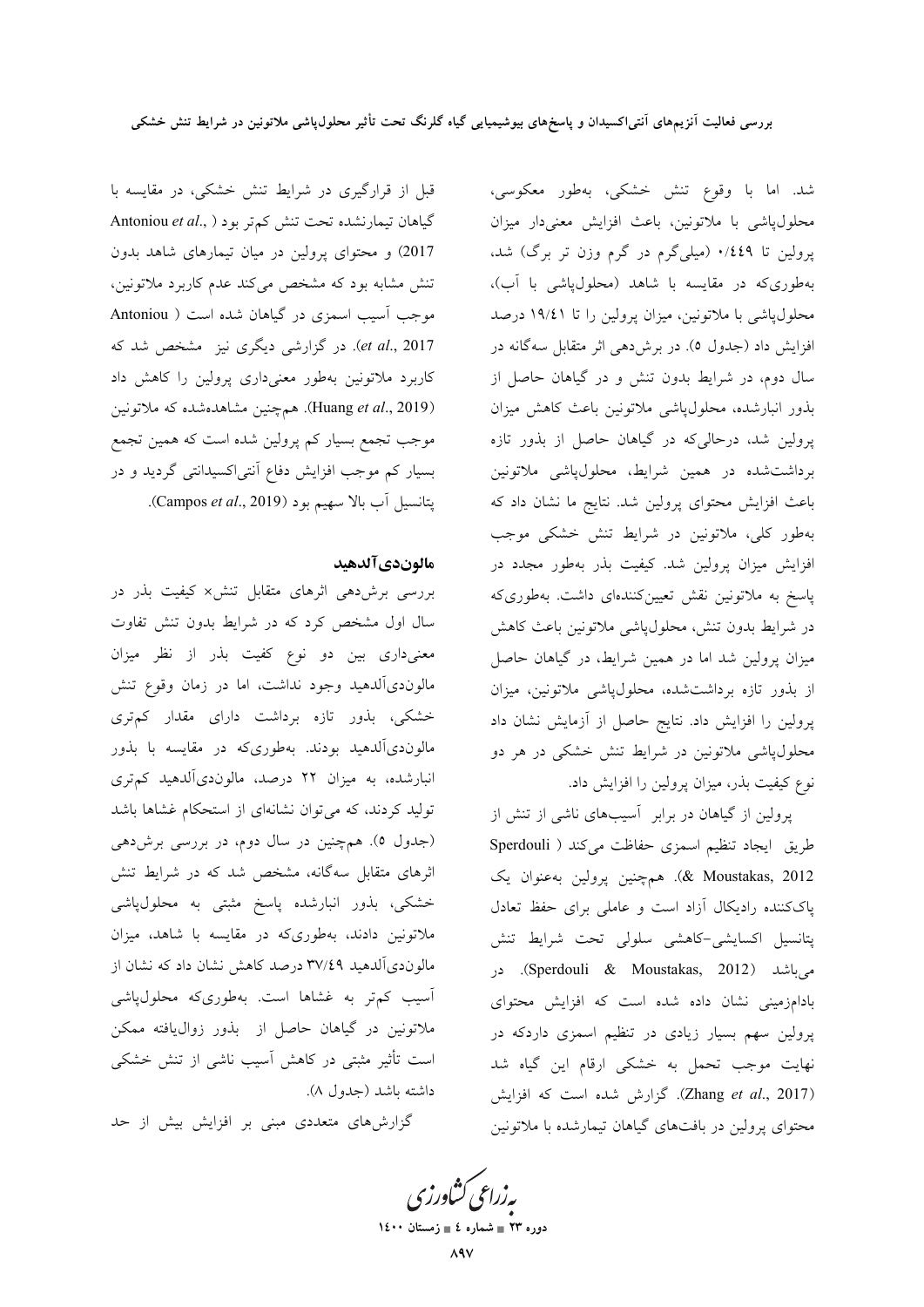شد. اما با وقوع تنش خشکی، به‌طور معکوسی، محلول‌پاشی با ملاتونین، باعث افزایش معنی‌دار میزان پرولین تا ۰/۴۴۹ (میلی‌گرم در گرم وزن تر برگ) شد، به‌طوری‌که در مقایسه با شاهد (محلول‌پاشی با آب)، محلول‌پاشی با ملاتونین، میزان پرولین را تا ۱۹/۴۱ درصد افزایش داد (جدول ۵). در برش‌دهی اثر متقابل سه‌گانه در سال دوم، در شرایط بدون تنش و در گیاهان حاصل از بذور انبارشده، محلول‌پاشی ملاتونین باعث کاهش میزان پرولین شد، درحالی‌که در گیاهان حاصل از بذور تازه برداشت‌شده در همین شرایط، محلول‌پاشی ملاتونین باعث افزایش محتوای پرولین شد. نتایج ما نشان داد که به‌طور کلی، ملاتونین در شرایط تنش خشکی موجب افزایش میزان پرولین شد. کیفیت بذر به‌طور مجدد در پاسخ به ملاتونین نقش تعیین‌کننده‌ای داشت. به‌طوری‌که در شرایط بدون تنش، محلول‌پاشی ملاتونین باعث کاهش میزان پرولین شد اما در همین شرایط، در گیاهان حاصل از بذور تازه برداشت‌شده، محلول‌پاشی ملاتونین، میزان پرولین را افزایش داد. نتایج حاصل از آزمایش نشان داد محلول‌پاشی ملاتونین در شرایط تنش خشکی در هر دو نوع کیفیت بذر، میزان پرولین را افزایش داد.

پرولین از گیاهان در برابر آسیب‌های ناشی از تنش از طریق ایجاد تنظیم اسمزی حفاظت می‌کند (Sperdouli & Moustakas, 2012). همچنین پرولین به‌عنوان یک پاک‌کننده رادیکال آزاد است و عاملی برای حفظ تعادل پتانسیل اکسایشی-کاهشی سلولی تحت شرایط تنش می‌باشد (Sperdouli & Moustakas, 2012). در بادام‌زمینی نشان داده شده است که افزایش محتوای پرولین سهم بسیار زیادی در تنظیم اسمزی داردکه در نهایت موجب تحمل به خشکی ارقام این گیاه شد (Zhang *et al*., 2017). گزارش شده است که افزایش محتوای پرولین در بافت‌های گیاهان تیمارشده با ملاتونین قبل از قرارگیری در شرایط تنش خشکی، در مقایسه با گیاهان تیمارنشده تحت تنش کم‌تر بود (Antoniou *et al*., 2017) و محتوای پرولین در میان تیمارهای شاهد بدون تنش مشابه بود که مشخص می‌کند عدم کاربرد ملاتونین، موجب آسیب اسمزی در گیاهان شده است (Antoniou *et al*., 2017). در گزارشی دیگری نیز مشخص شد که کاربرد ملاتونین به‌طور معنی‌داری پرولین را کاهش داد (Huang *et al*., 2019). همچنین مشاهده‌شده که ملاتونین موجب تجمع بسیار کم پرولین شده است که همین تجمع بسیار کم موجب افزایش دفاع آنتی‌اکسیدانتی گردید و در پتانسیل آب بالا سهیم بود (Campos *et al*., 2019).

### مالون‌دی‌آلدهید

بررسی برش‌دهی اثرهای متقابل تنش× کیفیت بذر در سال اول مشخص کرد که در شرایط بدون تنش تفاوت معنی‌داری بین دو نوع کیفیت بذر از نظر میزان مالون‌دی‌آلدهید وجود نداشت، اما در زمان وقوع تنش خشکی، بذور تازه برداشت دارای مقدار کم‌تری مالون‌دی‌آلدهید بودند. به‌طوری‌که در مقایسه با بذور انبارشده، به میزان ۲۲ درصد، مالون‌دی‌آلدهید کم‌تری تولید کردند، که می‌توان نشانه‌ای از استحکام غشاها باشد (جدول ۵). همچنین در سال دوم، در بررسی برش‌دهی اثرهای متقابل سه‌گانه، مشخص شد که در شرایط تنش خشکی، بذور انبارشده پاسخ مثبتی به محلول‌پاشی ملاتونین دادند، به‌طوری‌که در مقایسه با شاهد، میزان مالون‌دی‌آلدهید ۳۷/۴۹ درصد کاهش نشان داد که نشان از آسیب کم‌تر به غشاها است. به‌طوری‌که محلول‌پاشی ملاتونین در گیاهان حاصل از بذور زوال‌یافته ممکن است تأثیر مثبتی در کاهش آسیب ناشی از تنش خشکی داشته باشد (جدول ۸).

گزارش‌های متعددی مبنی بر افزایش بیش از حد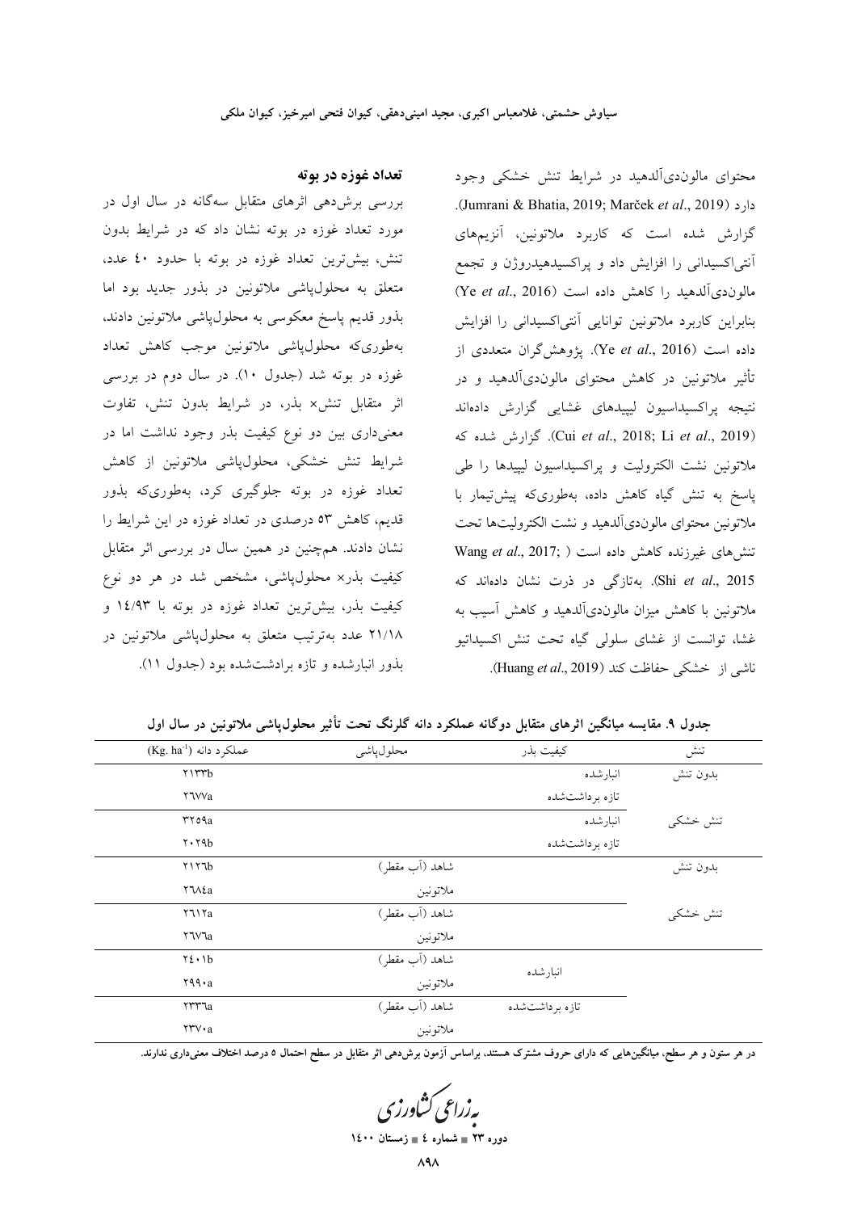محتوای مالون‌دی‌آلدهید در شرایط تنش خشکی وجود دارد (Jumrani & Bhatia, 2019; Marček *et al*., 2019). گزارش شده است که کاربرد ملاتونین، آنزیم‌های آنتی‌اکسیدانی را افزایش داد و پراکسیدهیدروژن و تجمع مالون‌دی‌آلدهید را کاهش داده است (Ye *et al*., 2016) بنابراین کاربرد ملاتونین توانایی آنتی‌اکسیدانی را افزایش داده است (Ye *et al*., 2016). پژوهش‌گران متعددی از تأثیر ملاتونین در کاهش محتوای مالون‌دی‌آلدهید و در نتیجه پراکسیداسیون لیپیدهای غشایی گزارش داده‌اند (Cui *et al*., 2018; Li *et al*., 2019). گزارش شده که ملاتونین نشت الکترولیت و پراکسیداسیون لیپیدها را طی پاسخ به تنش گیاه کاهش داده، به‌طوری‌که پیش‌تیمار با ملاتونین محتوای مالون‌دی‌آلدهید و نشت الکترولیت‌ها تحت تنش‌های غیرزنده کاهش داده است (Wang *et al*., 2017; Shi *et al*., 2015). به‌تازگی در ذرت نشان داده‌اند که ملاتونین با کاهش میزان مالون‌دی‌آلدهید و کاهش آسیب به غشا، توانست از غشای سلولی گیاه تحت تنش اکسیداتیو ناشی از خشکی حفاظت کند (Huang *et al*., 2019).

### تعداد غوزه در بوته

بررسی برش‌دهی اثرهای متقابل سه‌گانه در سال اول در مورد تعداد غوزه در بوته نشان داد که در شرایط بدون تنش، بیش‌ترین تعداد غوزه در بوته با حدود ۴۰ عدد، متعلق به محلول‌پاشی ملاتونین در بذور جدید بود اما بذور قدیم پاسخ معکوسی به محلول‌پاشی ملاتونین دادند، به‌طوری‌که محلول‌پاشی ملاتونین موجب کاهش تعداد غوزه در بوته شد (جدول ۱۰). در سال دوم در بررسی اثر متقابل تنش× بذر، در شرایط بدون تنش، تفاوت معنی‌داری بین دو نوع کیفیت بذر وجود نداشت اما در شرایط تنش خشکی، محلول‌پاشی ملاتونین از کاهش تعداد غوزه در بوته جلوگیری کرد، به‌طوری‌که بذور قدیم، کاهش ۵۳ درصدی در تعداد غوزه در این شرایط را نشان دادند. هم‌چنین در همین سال در بررسی اثر متقابل کیفیت بذر× محلول‌پاشی، مشخص شد در هر دو نوع کیفیت بذر، بیش‌ترین تعداد غوزه در بوته با ۱۴/۹۳ و ۲۱/۱۸ عدد به‌ترتیب متعلق به محلول‌پاشی ملاتونین در بذور انبارشده و تازه برداشت‌شده بود (جدول ۱۱).

**جدول ۹. مقایسه میانگین اثرهای متقابل دوگانه عملکرد دانه گلرنگ تحت تأثیر محلول‌پاشی ملاتونین در سال اول**

| تنش | کیفیت بذر | محلول‌پاشی | عملکرد دانه (Kg. ha⁻¹) |
|---|---|---|---|
| بدون تنش | انبارشده | | ۲۱۳۳b |
| | تازه برداشت‌شده | | ۲۶۷۷a |
| تنش خشکی | انبارشده | | ۳۲۵۹a |
| | تازه برداشت‌شده | | ۲۰۲۹b |
| بدون تنش | | شاهد (آب مقطر) | ۲۱۲۶b |
| | | ملاتونین | ۲۶۸۴a |
| تنش خشکی | | شاهد (آب مقطر) | ۲۶۱۲a |
| | | ملاتونین | ۲۶۷۶a |
| | انبارشده | شاهد (آب مقطر) | ۲۴۰۱b |
| | | ملاتونین | ۲۹۹۰a |
| | تازه برداشت‌شده | شاهد (آب مقطر) | ۲۳۳۶a |
| | | ملاتونین | ۲۳۷۰a |

**در هر ستون و هر سطح، میانگین‌هایی که دارای حروف مشترک هستند، براساس آزمون برش‌دهی اثر متقابل در سطح احتمال ۵ درصد اختلاف معنی‌داری ندارند.**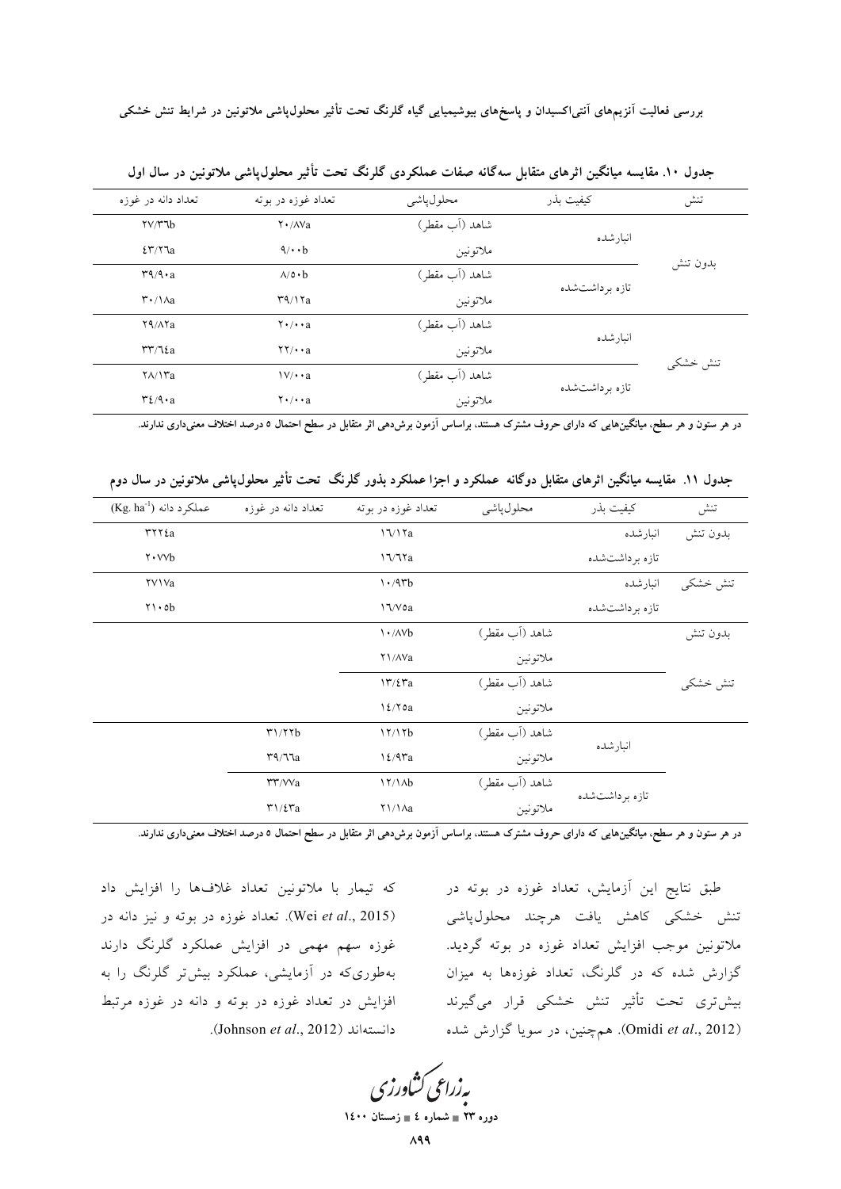**جدول ۱۰. مقایسه میانگین اثرهای متقابل سه‌گانه صفات عملکردی گلرنگ تحت تأثیر محلول‌پاشی ملاتونین در سال اول**

| تنش | کیفیت بذر | محلول‌پاشی | تعداد غوزه در بوته | تعداد دانه در غوزه |
|---|---|---|---|---|
| بدون تنش | انبارشده | شاهد (آب مقطر) | ۲۰/۸۷a | ۲۷/۳۶b |
| | | ملاتونین | ۹/۰۰b | ۴۳/۲۶a |
| | تازه برداشت‌شده | شاهد (آب مقطر) | ۸/۵۰b | ۳۹/۹۰a |
| | | ملاتونین | ۳۹/۱۲a | ۳۰/۱۸a |
| تنش خشکی | انبارشده | شاهد (آب مقطر) | ۲۰/۰۰a | ۲۹/۸۲a |
| | | ملاتونین | ۲۲/۰۰a | ۳۳/۶۴a |
| | تازه برداشت‌شده | شاهد (آب مقطر) | ۱۷/۰۰a | ۲۸/۱۳a |
| | | ملاتونین | ۲۰/۰۰a | ۳۴/۹۰a |

در هر ستون و هر سطح، میانگین‌هایی که دارای حروف مشترک هستند، براساس آزمون برش‌دهی اثر متقابل در سطح احتمال ۵ درصد اختلاف معنی‌داری ندارند.

**جدول ۱۱. مقایسه میانگین اثرهای متقابل دوگانه عملکرد و اجزا عملکرد بذور گلرنگ تحت تأثیر محلول‌پاشی ملاتونین در سال دوم**

| تنش | کیفیت بذر | محلول‌پاشی | تعداد غوزه در بوته | تعداد دانه در غوزه | عملکرد دانه ($Kg.\ ha^{-1}$) |
|---|---|---|---|---|---|
| بدون تنش | انبارشده | | ۱۶/۱۲a | | ۳۲۲۴a |
| | تازه برداشت‌شده | | ۱۶/۶۲a | | ۲۰۷۷b |
| تنش خشکی | انبارشده | | ۱۰/۹۳b | | ۲۷۱۷a |
| | تازه برداشت‌شده | | ۱۶/۷۵a | | ۲۱۰۵b |
| بدون تنش | | شاهد (آب مقطر) | ۱۰/۸۷b | | |
| | | ملاتونین | ۲۱/۸۷a | | |
| تنش خشکی | | شاهد (آب مقطر) | ۱۳/۴۳a | | |
| | | ملاتونین | ۱۴/۲۵a | | |
| | انبارشده | شاهد (آب مقطر) | ۱۲/۱۲b | ۳۱/۲۲b | |
| | | ملاتونین | ۱۴/۹۳a | ۳۹/۶۶a | |
| | تازه برداشت‌شده | شاهد (آب مقطر) | ۱۲/۱۸b | ۳۳/۷۷a | |
| | | ملاتونین | ۲۱/۱۸a | ۳۱/۴۳a | |

در هر ستون و هر سطح، میانگین‌هایی که دارای حروف مشترک هستند، براساس آزمون برش‌دهی اثر متقابل در سطح احتمال ۵ درصد اختلاف معنی‌داری ندارند.

طبق نتایج این آزمایش، تعداد غوزه در بوته در تنش خشکی کاهش یافت هرچند محلول‌پاشی ملاتونین موجب افزایش تعداد غوزه در بوته گردید. گزارش شده که در گلرنگ، تعداد غوزه‌ها به میزان بیش‌تری تحت تأثیر تنش خشکی قرار می‌گیرند (Omidi *et al*., 2012). هم‌چنین، در سویا گزارش شده که تیمار با ملاتونین تعداد غلاف‌ها را افزایش داد (Wei *et al*., 2015). تعداد غوزه در بوته و نیز دانه در غوزه سهم مهمی در افزایش عملکرد گلرنگ دارند به‌طوری‌که در آزمایشی، عملکرد بیش‌تر گلرنگ را به افزایش در تعداد غوزه در بوته و دانه در غوزه مرتبط دانسته‌اند (Johnson *et al*., 2012).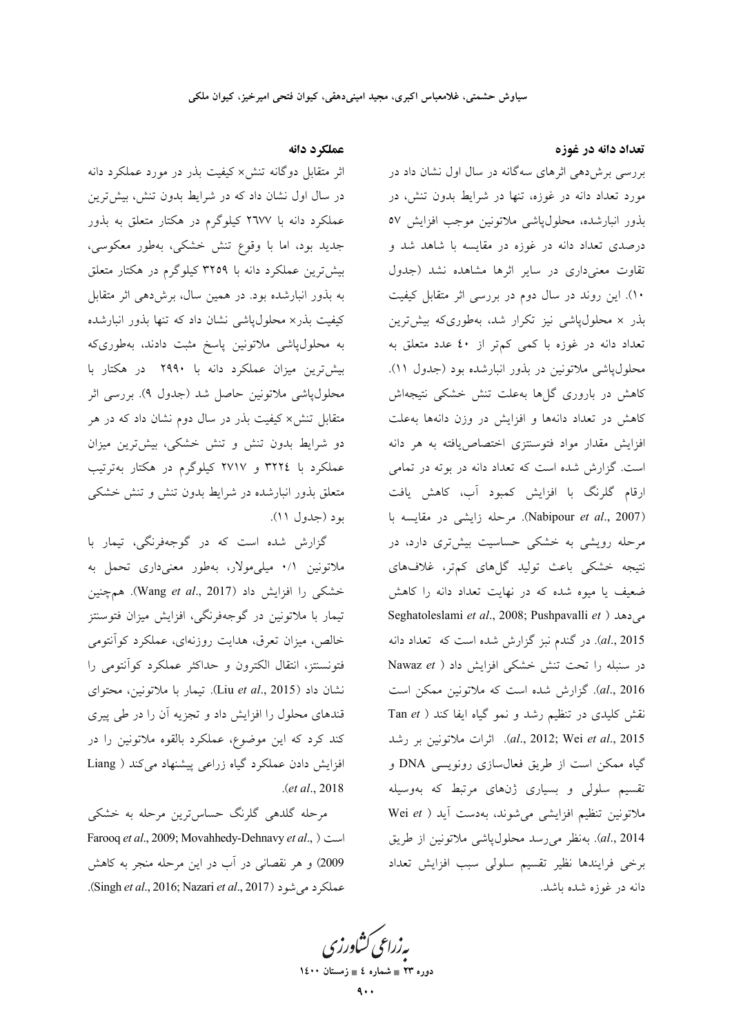### تعداد دانه در غوزه

بررسی برش‌دهی اثرهای سه‌گانه در سال اول نشان داد در مورد تعداد دانه در غوزه، تنها در شرایط بدون تنش، در بذور انبارشده، محلول‌پاشی ملاتونین موجب افزایش ۵۷ درصدی تعداد دانه در غوزه در مقایسه با شاهد شد و تفاوت معنی‌داری در سایر اثرها مشاهده نشد (جدول ۱۰). این روند در سال دوم در بررسی اثر متقابل کیفیت بذر × محلول‌پاشی نیز تکرار شد، به‌طوری‌که بیش‌ترین تعداد دانه در غوزه با کمی کم‌تر از ۴۰ عدد متعلق به محلول‌پاشی ملاتونین در بذور انبارشده بود (جدول ۱۱). کاهش در باروری گل‌ها به‌علت تنش خشکی نتیجه‌اش کاهش در تعداد دانه‌ها و افزایش در وزن دانه‌ها به‌علت افزایش مقدار مواد فتوسنتزی اختصاص‌یافته به هر دانه است. گزارش شده است که تعداد دانه در بوته در تمامی ارقام گلرنگ با افزایش کمبود آب، کاهش یافت (Nabipour *et al*., 2007). مرحله زایشی در مقایسه با مرحله رویشی به خشکی حساسیت بیش‌تری دارد، در نتیجه خشکی باعث تولید گل‌های کم‌تر، غلاف‌های ضعیف یا میوه شده که در نهایت تعداد دانه را کاهش می‌دهد (Seghatoleslami *et al*., 2008; Pushpavalli *et al*., 2015). در گندم نیز گزارش شده است که تعداد دانه در سنبله را تحت تنش خشکی افزایش داد (Nawaz *et al*., 2016). گزارش شده است که ملاتونین ممکن است نقش کلیدی در تنظیم رشد و نمو گیاه ایفا کند (Tan *et al*., 2012; Wei *et al*., 2015). اثرات ملاتونین بر رشد گیاه ممکن است از طریق فعال‌سازی رونویسی DNA و تقسیم سلولی و بسیاری ژن‌های مرتبط که به‌وسیله ملاتونین تنظیم افزایشی می‌شوند، به‌دست آید (Wei *et al*., 2014). به‌نظر می‌رسد محلول‌پاشی ملاتونین از طریق برخی فرایندها نظیر تقسیم سلولی سبب افزایش تعداد دانه در غوزه شده باشد.

### عملکرد دانه

اثر متقابل دوگانه تنش× کیفیت بذر در مورد عملکرد دانه در سال اول نشان داد که در شرایط بدون تنش، بیش‌ترین عملکرد دانه با ۲۶۷۷ کیلوگرم در هکتار متعلق به بذور جدید بود، اما با وقوع تنش خشکی، به‌طور معکوسی، بیش‌ترین عملکرد دانه با ۳۲۵۹ کیلوگرم در هکتار متعلق به بذور انبارشده بود. در همین سال، برش‌دهی اثر متقابل کیفیت بذر× محلول‌پاشی نشان داد که تنها بذور انبارشده به محلول‌پاشی ملاتونین پاسخ مثبت دادند، به‌طوری‌که بیش‌ترین میزان عملکرد دانه با ۲۹۹۰ در هکتار با محلول‌پاشی ملاتونین حاصل شد (جدول ۹). بررسی اثر متقابل تنش× کیفیت بذر در سال دوم نشان داد که در هر دو شرایط بدون تنش و تنش خشکی، بیش‌ترین میزان عملکرد با ۳۲۲۴ و ۲۷۱۷ کیلوگرم در هکتار به‌ترتیب متعلق بذور انبارشده در شرایط بدون تنش و تنش خشکی بود (جدول ۱۱).

گزارش شده است که در گوجه‌فرنگی، تیمار با ملاتونین ۰/۱ میلی‌مولار، به‌طور معنی‌داری تحمل به خشکی را افزایش داد (Wang *et al*., 2017). هم‌چنین تیمار با ملاتونین در گوجه‌فرنگی، افزایش میزان فتوسنتز خالص، میزان تعرق، هدایت روزنه‌ای، عملکرد کوآنتومی فتوسنتز، انتقال الکترون و حداکثر عملکرد کوآنتومی را نشان داد (Liu *et al*., 2015). تیمار با ملاتونین، محتوای قندهای محلول را افزایش داد و تجزیه آن را در طی پیری کند کرد که این موضوع، عملکرد بالقوه ملاتونین را در افزایش دادن عملکرد گیاه زراعی پیشنهاد می‌کند (Liang *et al*., 2018).

مرحله گلدهی گلرنگ حساس‌ترین مرحله به خشکی است (Farooq *et al*., 2009; Movahhedy-Dehnavy *et al*., 2009) و هر نقصانی در آب در این مرحله منجر به کاهش عملکرد می‌شود (Singh *et al*., 2016; Nazari *et al*., 2017).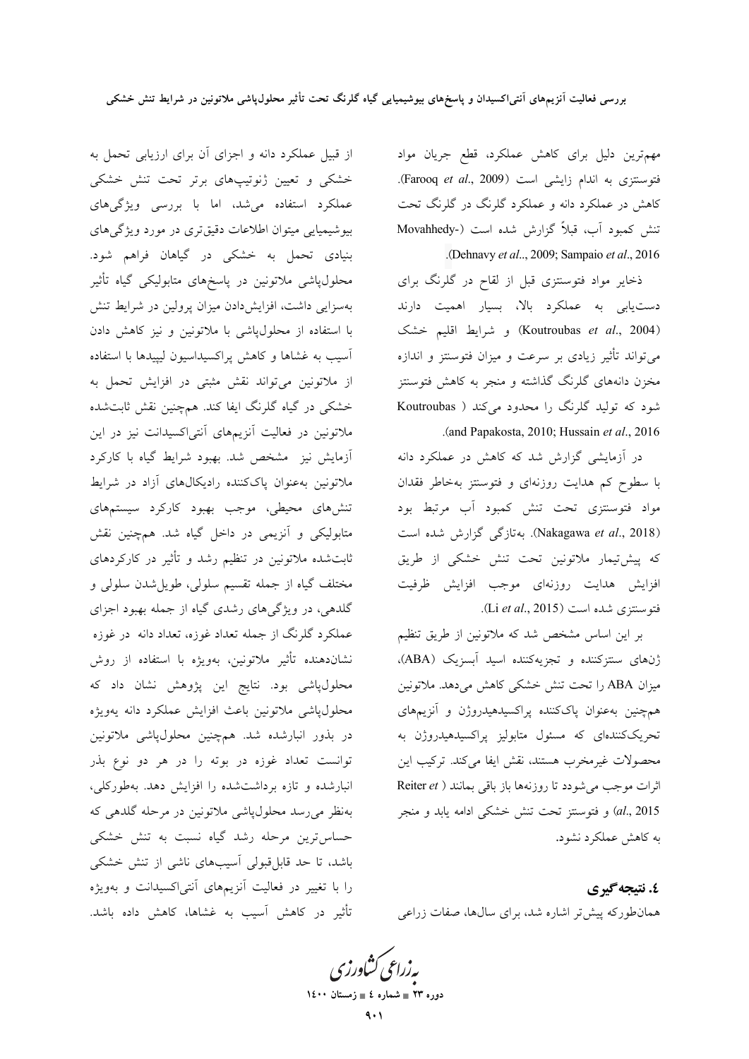مهم‌ترین دلیل برای کاهش عملکرد، قطع جریان مواد فتوسنتزی به اندام زایشی است (Farooq *et al*., 2009). کاهش در عملکرد دانه و عملکرد گلرنگ در گلرنگ تحت تنش کمبود آب، قبلاً گزارش شده است (Movahhedy-Dehnavy *et al*.., 2009; Sampaio *et al*., 2016).

ذخایر مواد فتوسنتزی قبل از لقاح در گلرنگ برای دست‌یابی به عملکرد بالا، بسیار اهمیت دارند (Koutroubas *et al*., 2004) و شرایط اقلیم خشک می‌تواند تأثیر زیادی بر سرعت و میزان فتوسنتز و اندازه مخزن دانه‌های گلرنگ گذاشته و منجر به کاهش فتوسنتز شود که تولید گلرنگ را محدود می‌کند (Koutroubas and Papakosta, 2010; Hussain *et al*., 2016).

در آزمایشی گزارش شد که کاهش در عملکرد دانه با سطوح کم هدایت روزنه‌ای و فتوسنتز به‌خاطر فقدان مواد فتوسنتزی تحت تنش کمبود آب مرتبط بود (Nakagawa *et al*., 2018). به‌تازگی گزارش شده است که پیش‌تیمار ملاتونین تحت تنش خشکی از طریق افزایش هدایت روزنه‌ای موجب افزایش ظرفیت فتوسنتزی شده است (Li *et al*., 2015).

بر این اساس مشخص شد که ملاتونین از طریق تنظیم ژن‌های سنتزکننده و تجزیه‌کننده اسید آبسزیک (ABA)، میزان ABA را تحت تنش خشکی کاهش می‌دهد. ملاتونین همچنین به‌عنوان پاک‌کننده پراکسیدهیدروژن و آنزیم‌های تحریک‌کننده‌ای که مسئول متابولیز پراکسیدهیدروژن به محصولات غیرمخرب هستند، نقش ایفا می‌کند. ترکیب این اثرات موجب می‌شود تا روزنه‌ها باز باقی بمانند (Reiter *et al*., 2015) و فتوسنتز تحت تنش خشکی ادامه یابد و منجر به کاهش عملکرد نشود.

## ٤. نتیجه‌گیری

همان‌طورکه پیش‌تر اشاره شد، برای سال‌ها، صفات زراعی از قبیل عملکرد دانه و اجزای آن برای ارزیابی تحمل به خشکی و تعیین ژنوتیپ‌های برتر تحت تنش خشکی عملکرد استفاده می‌شد، اما با بررسی ویژگی‌های بیوشیمیایی میتوان اطلاعات دقیق‌تری در مورد ویژگی‌های بنیادی تحمل به خشکی در گیاهان فراهم شود. محلول‌پاشی ملاتونین در پاسخ‌های متابولیکی گیاه تأثیر به‌سزایی داشت، افزایش‌دادن میزان پرولین در شرایط تنش با استفاده از محلول‌پاشی با ملاتونین و نیز کاهش دادن آسیب به غشاها و کاهش پراکسیداسیون لیپیدها با استفاده از ملاتونین می‌تواند نقش مثبتی در افزایش تحمل به خشکی در گیاه گلرنگ ایفا کند. هم‌چنین نقش ثابت‌شده ملاتونین در فعالیت آنزیم‌های آنتی‌اکسیدانت نیز در این آزمایش نیز مشخص شد. بهبود شرایط گیاه با کارکرد ملاتونین به‌عنوان پاک‌کننده رادیکال‌های آزاد در شرایط تنش‌های محیطی، موجب بهبود کارکرد سیستم‌های متابولیکی و آنزیمی در داخل گیاه شد. هم‌چنین نقش ثابت‌شده ملاتونین در تنظیم رشد و تأثیر در کارکردهای مختلف گیاه از جمله تقسیم سلولی، طویل‌شدن سلولی و گلدهی، در ویژگی‌های رشدی گیاه از جمله بهبود اجزای عملکرد گلرنگ از جمله تعداد غوزه، تعداد دانه در غوزه نشان‌دهنده تأثیر ملاتونین، به‌ویژه با استفاده از روش محلول‌پاشی بود. نتایج این پژوهش نشان داد که محلول‌پاشی ملاتونین باعث افزایش عملکرد دانه به‌ویژه در بذور انبارشده شد. هم‌چنین محلول‌پاشی ملاتونین توانست تعداد غوزه در بوته را در هر دو نوع بذر انبارشده و تازه برداشت‌شده را افزایش دهد. به‌طورکلی، به‌نظر می‌رسد محلول‌پاشی ملاتونین در مرحله گلدهی که حساس‌ترین مرحله رشد گیاه نسبت به تنش خشکی باشد، تا حد قابل‌قبولی آسیب‌های ناشی از تنش خشکی را با تغییر در فعالیت آنزیم‌های آنتی‌اکسیدانت و به‌ویژه تأثیر در کاهش آسیب به غشاها، کاهش داده باشد.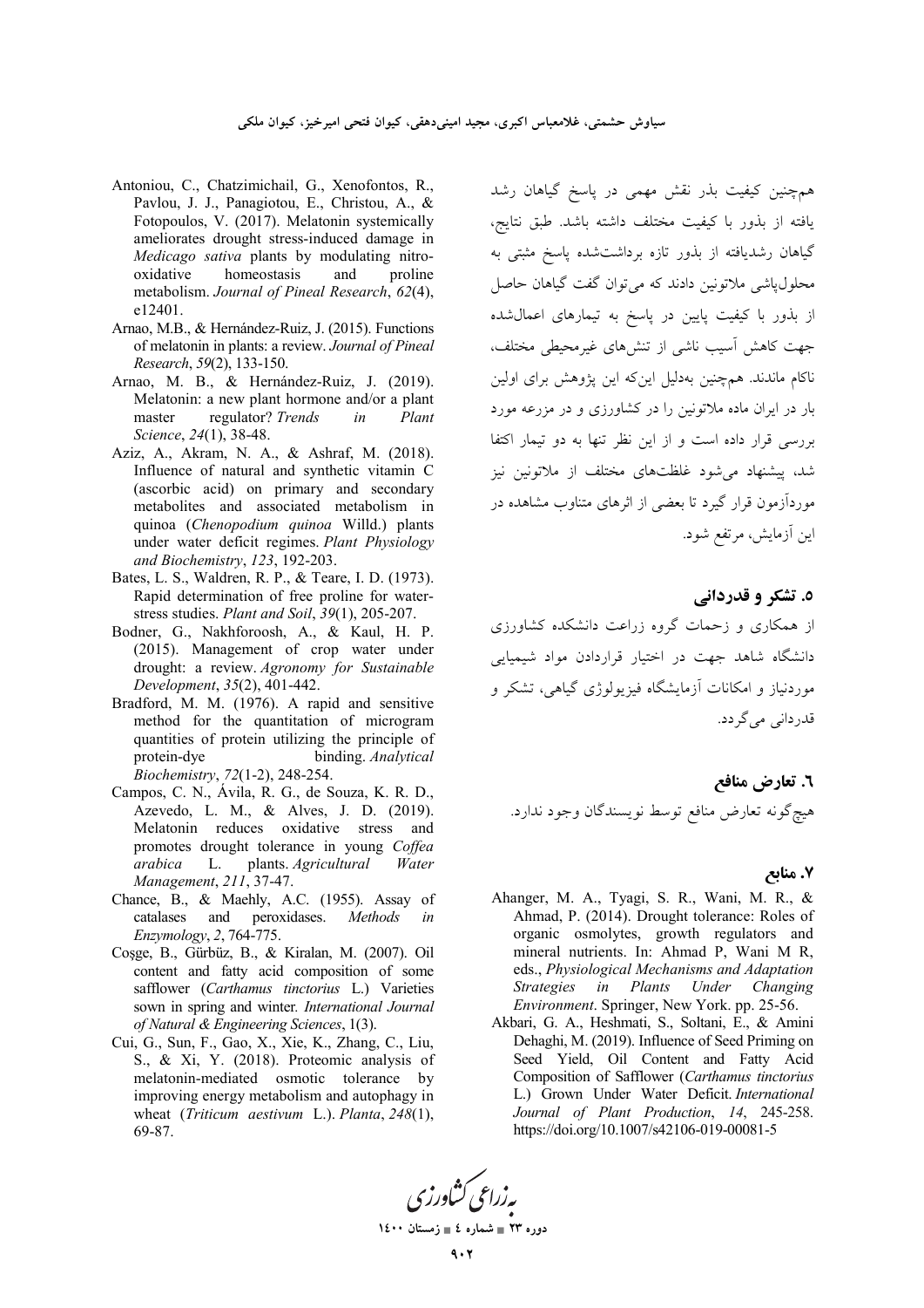همچنین کیفیت بذر نقش مهمی در پاسخ گیاهان رشد یافته از بذور با کیفیت مختلف داشته باشد. طبق نتایج، گیاهان رشدیافته از بذور تازه برداشت‌شده پاسخ مثبتی به محلول‌پاشی ملاتونین دادند که می‌توان گفت گیاهان حاصل از بذور با کیفیت پایین در پاسخ به تیمارهای اعمال‌شده جهت کاهش آسیب ناشی از تنش‌های غیرمحیطی مختلف، ناکام ماندند. همچنین به‌دلیل این‌که این پژوهش برای اولین بار در ایران ماده ملاتونین را در کشاورزی و در مزرعه مورد بررسی قرار داده است و از این نظر تنها به دو تیمار اکتفا شد، پیشنهاد می‌شود غلظت‌های مختلف از ملاتونین نیز موردآزمون قرار گیرد تا بعضی از اثرهای متناوب مشاهده در این آزمایش، مرتفع شود.

## ۵. تشکر و قدردانی

از همکاری و زحمات گروه زراعت دانشکده کشاورزی دانشگاه شاهد جهت در اختیار قراردادن مواد شیمیایی موردنیاز و امکانات آزمایشگاه فیزیولوژی گیاهی، تشکر و قدردانی می‌گردد.

## ٦. تعارض منافع

هیچ‌گونه تعارض منافع توسط نویسندگان وجود ندارد.

## ۷. منابع

Ahanger, M. A., Tyagi, S. R., Wani, M. R., & Ahmad, P. (2014). Drought tolerance: Roles of organic osmolytes, growth regulators and mineral nutrients. In: Ahmad P, Wani M R, eds., *Physiological Mechanisms and Adaptation Strategies in Plants Under Changing Environment*. Springer, New York. pp. 25-56.

Akbari, G. A., Heshmati, S., Soltani, E., & Amini Dehaghi, M. (2019). Influence of Seed Priming on Seed Yield, Oil Content and Fatty Acid Composition of Safflower (*Carthamus tinctorius* L.) Grown Under Water Deficit. *International Journal of Plant Production*, *14*, 245-258. https://doi.org/10.1007/s42106-019-00081-5

Antoniou, C., Chatzimichail, G., Xenofontos, R., Pavlou, J. J., Panagiotou, E., Christou, A., & Fotopoulos, V. (2017). Melatonin systemically ameliorates drought stress-induced damage in *Medicago sativa* plants by modulating nitro-oxidative homeostasis and proline metabolism. *Journal of Pineal Research*, *62*(4), e12401.

Arnao, M.B., & Hernández-Ruiz, J. (2015). Functions of melatonin in plants: a review. *Journal of Pineal Research*, *59*(2), 133-150.

Arnao, M. B., & Hernández-Ruiz, J. (2019). Melatonin: a new plant hormone and/or a plant master regulator? *Trends in Plant Science*, *24*(1), 38-48.

Aziz, A., Akram, N. A., & Ashraf, M. (2018). Influence of natural and synthetic vitamin C (ascorbic acid) on primary and secondary metabolites and associated metabolism in quinoa (*Chenopodium quinoa* Willd.) plants under water deficit regimes. *Plant Physiology and Biochemistry*, *123*, 192-203.

Bates, L. S., Waldren, R. P., & Teare, I. D. (1973). Rapid determination of free proline for water-stress studies. *Plant and Soil*, *39*(1), 205-207.

Bodner, G., Nakhforoosh, A., & Kaul, H. P. (2015). Management of crop water under drought: a review. *Agronomy for Sustainable Development*, *35*(2), 401-442.

Bradford, M. M. (1976). A rapid and sensitive method for the quantitation of microgram quantities of protein utilizing the principle of protein-dye binding. *Analytical Biochemistry*, *72*(1-2), 248-254.

Campos, C. N., Ávila, R. G., de Souza, K. R. D., Azevedo, L. M., & Alves, J. D. (2019). Melatonin reduces oxidative stress and promotes drought tolerance in young *Coffea arabica* L. plants. *Agricultural Water Management*, *211*, 37-47.

Chance, B., & Maehly, A.C. (1955). Assay of catalases and peroxidases. *Methods in Enzymology*, *2*, 764-775.

Coşge, B., Gürbüz, B., & Kiralan, M. (2007). Oil content and fatty acid composition of some safflower (*Carthamus tinctorius* L.) Varieties sown in spring and winter. *International Journal of Natural & Engineering Sciences*, 1(3).

Cui, G., Sun, F., Gao, X., Xie, K., Zhang, C., Liu, S., & Xi, Y. (2018). Proteomic analysis of melatonin-mediated osmotic tolerance by improving energy metabolism and autophagy in wheat (*Triticum aestivum* L.). *Planta*, *248*(1), 69-87.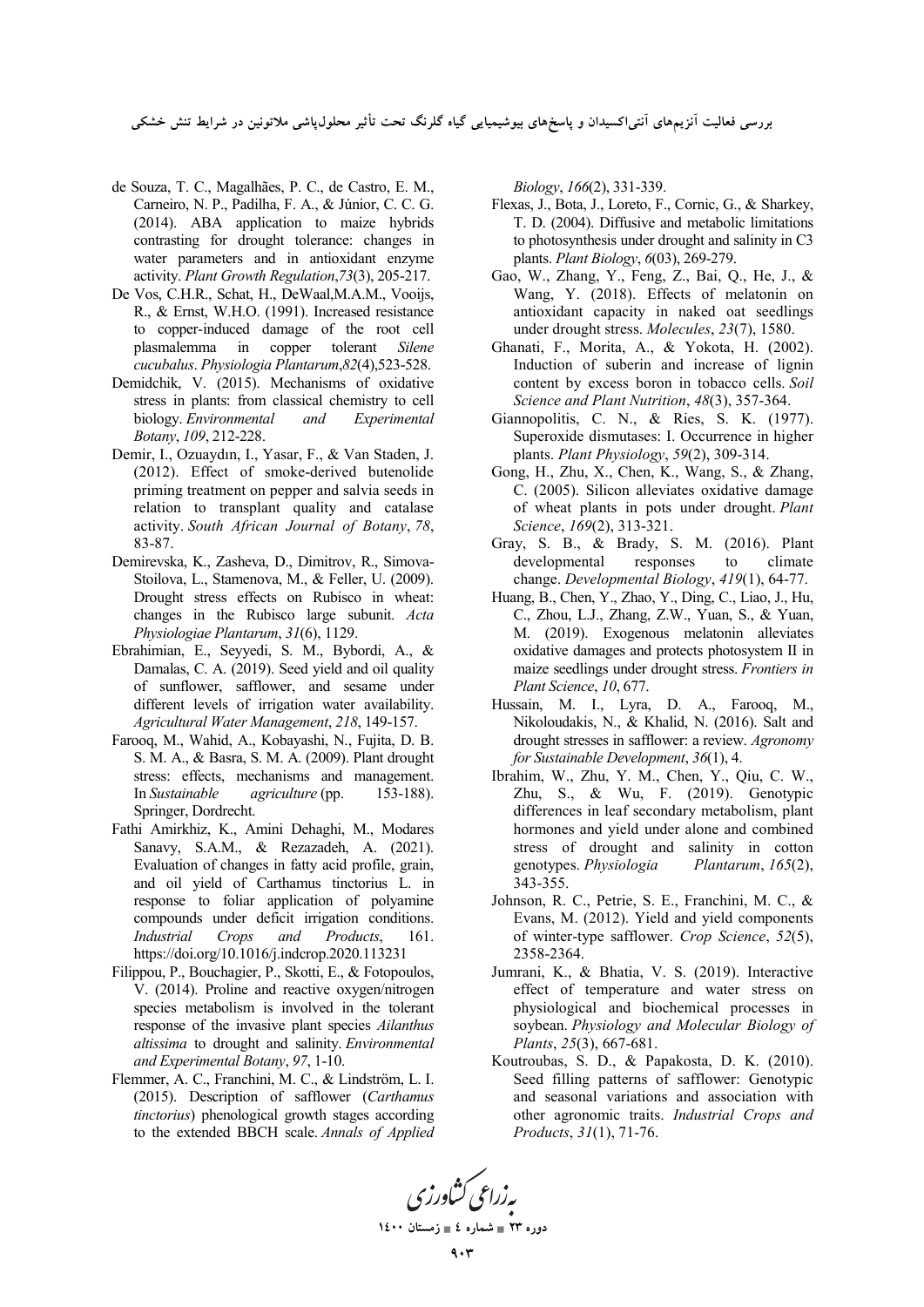de Souza, T. C., Magalhães, P. C., de Castro, E. M., Carneiro, N. P., Padilha, F. A., & Júnior, C. C. G. (2014). ABA application to maize hybrids contrasting for drought tolerance: changes in water parameters and in antioxidant enzyme activity. *Plant Growth Regulation*,*73*(3), 205-217.

De Vos, C.H.R., Schat, H., DeWaal,M.A.M., Vooijs, R., & Ernst, W.H.O. (1991). Increased resistance to copper-induced damage of the root cell plasmalemma in copper tolerant *Silene cucubalus*. *Physiologia Plantarum*,*82*(4),523-528.

Demidchik, V. (2015). Mechanisms of oxidative stress in plants: from classical chemistry to cell biology. *Environmental and Experimental Botany*, *109*, 212-228.

Demir, I., Ozuaydın, I., Yasar, F., & Van Staden, J. (2012). Effect of smoke-derived butenolide priming treatment on pepper and salvia seeds in relation to transplant quality and catalase activity. *South African Journal of Botany*, *78*, 83-87.

Demirevska, K., Zasheva, D., Dimitrov, R., Simova-Stoilova, L., Stamenova, M., & Feller, U. (2009). Drought stress effects on Rubisco in wheat: changes in the Rubisco large subunit. *Acta Physiologiae Plantarum*, *31*(6), 1129.

Ebrahimian, E., Seyyedi, S. M., Bybordi, A., & Damalas, C. A. (2019). Seed yield and oil quality of sunflower, safflower, and sesame under different levels of irrigation water availability. *Agricultural Water Management*, *218*, 149-157.

Farooq, M., Wahid, A., Kobayashi, N., Fujita, D. B. S. M. A., & Basra, S. M. A. (2009). Plant drought stress: effects, mechanisms and management. In *Sustainable agriculture* (pp. 153-188). Springer, Dordrecht.

Fathi Amirkhiz, K., Amini Dehaghi, M., Modares Sanavy, S.A.M., & Rezazadeh, A. (2021). Evaluation of changes in fatty acid profile, grain, and oil yield of Carthamus tinctorius L. in response to foliar application of polyamine compounds under deficit irrigation conditions. *Industrial Crops and Products*, 161. https://doi.org/10.1016/j.indcrop.2020.113231

Filippou, P., Bouchagier, P., Skotti, E., & Fotopoulos, V. (2014). Proline and reactive oxygen/nitrogen species metabolism is involved in the tolerant response of the invasive plant species *Ailanthus altissima* to drought and salinity. *Environmental and Experimental Botany*, *97*, 1-10.

Flemmer, A. C., Franchini, M. C., & Lindström, L. I. (2015). Description of safflower (*Carthamus tinctorius*) phenological growth stages according to the extended BBCH scale. *Annals of Applied Biology*, *166*(2), 331-339.

Flexas, J., Bota, J., Loreto, F., Cornic, G., & Sharkey, T. D. (2004). Diffusive and metabolic limitations to photosynthesis under drought and salinity in C3 plants. *Plant Biology*, *6*(03), 269-279.

Gao, W., Zhang, Y., Feng, Z., Bai, Q., He, J., & Wang, Y. (2018). Effects of melatonin on antioxidant capacity in naked oat seedlings under drought stress. *Molecules*, *23*(7), 1580.

Ghanati, F., Morita, A., & Yokota, H. (2002). Induction of suberin and increase of lignin content by excess boron in tobacco cells. *Soil Science and Plant Nutrition*, *48*(3), 357-364.

Giannopolitis, C. N., & Ries, S. K. (1977). Superoxide dismutases: I. Occurrence in higher plants. *Plant Physiology*, *59*(2), 309-314.

Gong, H., Zhu, X., Chen, K., Wang, S., & Zhang, C. (2005). Silicon alleviates oxidative damage of wheat plants in pots under drought. *Plant Science*, *169*(2), 313-321.

Gray, S. B., & Brady, S. M. (2016). Plant developmental responses to climate change. *Developmental Biology*, *419*(1), 64-77.

Huang, B., Chen, Y., Zhao, Y., Ding, C., Liao, J., Hu, C., Zhou, L.J., Zhang, Z.W., Yuan, S., & Yuan, M. (2019). Exogenous melatonin alleviates oxidative damages and protects photosystem II in maize seedlings under drought stress. *Frontiers in Plant Science*, *10*, 677.

Hussain, M. I., Lyra, D. A., Farooq, M., Nikoloudakis, N., & Khalid, N. (2016). Salt and drought stresses in safflower: a review. *Agronomy for Sustainable Development*, *36*(1), 4.

Ibrahim, W., Zhu, Y. M., Chen, Y., Qiu, C. W., Zhu, S., & Wu, F. (2019). Genotypic differences in leaf secondary metabolism, plant hormones and yield under alone and combined stress of drought and salinity in cotton genotypes. *Physiologia Plantarum*, *165*(2), 343-355.

Johnson, R. C., Petrie, S. E., Franchini, M. C., & Evans, M. (2012). Yield and yield components of winter-type safflower. *Crop Science*, *52*(5), 2358-2364.

Jumrani, K., & Bhatia, V. S. (2019). Interactive effect of temperature and water stress on physiological and biochemical processes in soybean. *Physiology and Molecular Biology of Plants*, *25*(3), 667-681.

Koutroubas, S. D., & Papakosta, D. K. (2010). Seed filling patterns of safflower: Genotypic and seasonal variations and association with other agronomic traits. *Industrial Crops and Products*, *31*(1), 71-76.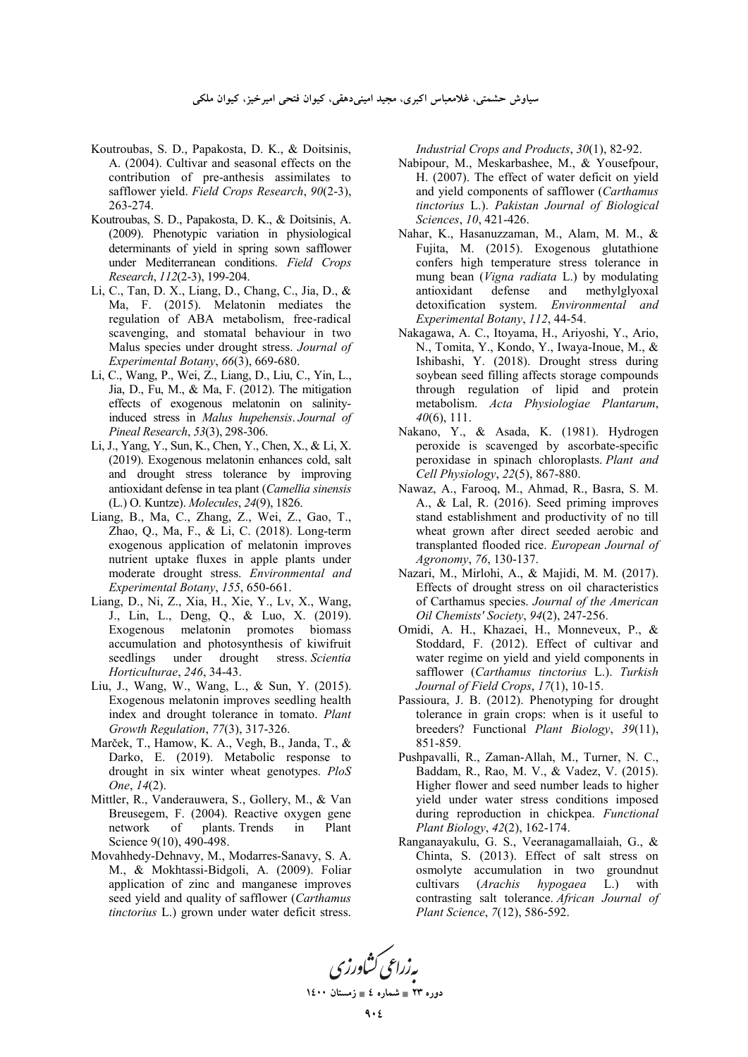Koutroubas, S. D., Papakosta, D. K., & Doitsinis, A. (2004). Cultivar and seasonal effects on the contribution of pre-anthesis assimilates to safflower yield. *Field Crops Research*, *90*(2-3), 263-274.

Koutroubas, S. D., Papakosta, D. K., & Doitsinis, A. (2009). Phenotypic variation in physiological determinants of yield in spring sown safflower under Mediterranean conditions. *Field Crops Research*, *112*(2-3), 199-204.

Li, C., Tan, D. X., Liang, D., Chang, C., Jia, D., & Ma, F. (2015). Melatonin mediates the regulation of ABA metabolism, free-radical scavenging, and stomatal behaviour in two Malus species under drought stress. *Journal of Experimental Botany*, *66*(3), 669-680.

Li, C., Wang, P., Wei, Z., Liang, D., Liu, C., Yin, L., Jia, D., Fu, M., & Ma, F. (2012). The mitigation effects of exogenous melatonin on salinity-induced stress in *Malus hupehensis*. *Journal of Pineal Research*, *53*(3), 298-306.

Li, J., Yang, Y., Sun, K., Chen, Y., Chen, X., & Li, X. (2019). Exogenous melatonin enhances cold, salt and drought stress tolerance by improving antioxidant defense in tea plant (*Camellia sinensis* (L.) O. Kuntze). *Molecules*, *24*(9), 1826.

Liang, B., Ma, C., Zhang, Z., Wei, Z., Gao, T., Zhao, Q., Ma, F., & Li, C. (2018). Long-term exogenous application of melatonin improves nutrient uptake fluxes in apple plants under moderate drought stress. *Environmental and Experimental Botany*, *155*, 650-661.

Liang, D., Ni, Z., Xia, H., Xie, Y., Lv, X., Wang, J., Lin, L., Deng, Q., & Luo, X. (2019). Exogenous melatonin promotes biomass accumulation and photosynthesis of kiwifruit seedlings under drought stress. *Scientia Horticulturae*, *246*, 34-43.

Liu, J., Wang, W., Wang, L., & Sun, Y. (2015). Exogenous melatonin improves seedling health index and drought tolerance in tomato. *Plant Growth Regulation*, *77*(3), 317-326.

Marček, T., Hamow, K. A., Vegh, B., Janda, T., & Darko, E. (2019). Metabolic response to drought in six winter wheat genotypes. *PloS One*, *14*(2).

Mittler, R., Vanderauwera, S., Gollery, M., & Van Breusegem, F. (2004). Reactive oxygen gene network of plants. Trends in Plant Science 9(10), 490-498.

Movahhedy-Dehnavy, M., Modarres-Sanavy, S. A. M., & Mokhtassi-Bidgoli, A. (2009). Foliar application of zinc and manganese improves seed yield and quality of safflower (*Carthamus tinctorius* L.) grown under water deficit stress. *Industrial Crops and Products*, *30*(1), 82-92.

Nabipour, M., Meskarbashee, M., & Yousefpour, H. (2007). The effect of water deficit on yield and yield components of safflower (*Carthamus tinctorius* L.). *Pakistan Journal of Biological Sciences*, *10*, 421-426.

Nahar, K., Hasanuzzaman, M., Alam, M. M., & Fujita, M. (2015). Exogenous glutathione confers high temperature stress tolerance in mung bean (*Vigna radiata* L.) by modulating antioxidant defense and methylglyoxal detoxification system. *Environmental and Experimental Botany*, *112*, 44-54.

Nakagawa, A. C., Itoyama, H., Ariyoshi, Y., Ario, N., Tomita, Y., Kondo, Y., Iwaya-Inoue, M., & Ishibashi, Y. (2018). Drought stress during soybean seed filling affects storage compounds through regulation of lipid and protein metabolism. *Acta Physiologiae Plantarum*, *40*(6), 111.

Nakano, Y., & Asada, K. (1981). Hydrogen peroxide is scavenged by ascorbate-specific peroxidase in spinach chloroplasts. *Plant and Cell Physiology*, *22*(5), 867-880.

Nawaz, A., Farooq, M., Ahmad, R., Basra, S. M. A., & Lal, R. (2016). Seed priming improves stand establishment and productivity of no till wheat grown after direct seeded aerobic and transplanted flooded rice. *European Journal of Agronomy*, *76*, 130-137.

Nazari, M., Mirlohi, A., & Majidi, M. M. (2017). Effects of drought stress on oil characteristics of Carthamus species. *Journal of the American Oil Chemists' Society*, *94*(2), 247-256.

Omidi, A. H., Khazaei, H., Monneveux, P., & Stoddard, F. (2012). Effect of cultivar and water regime on yield and yield components in safflower (*Carthamus tinctorius* L.). *Turkish Journal of Field Crops*, *17*(1), 10-15.

Passioura, J. B. (2012). Phenotyping for drought tolerance in grain crops: when is it useful to breeders? Functional *Plant Biology*, *39*(11), 851-859.

Pushpavalli, R., Zaman-Allah, M., Turner, N. C., Baddam, R., Rao, M. V., & Vadez, V. (2015). Higher flower and seed number leads to higher yield under water stress conditions imposed during reproduction in chickpea. *Functional Plant Biology*, *42*(2), 162-174.

Ranganayakulu, G. S., Veeranagamallaiah, G., & Chinta, S. (2013). Effect of salt stress on osmolyte accumulation in two groundnut cultivars (*Arachis hypogaea* L.) with contrasting salt tolerance. *African Journal of Plant Science*, *7*(12), 586-592.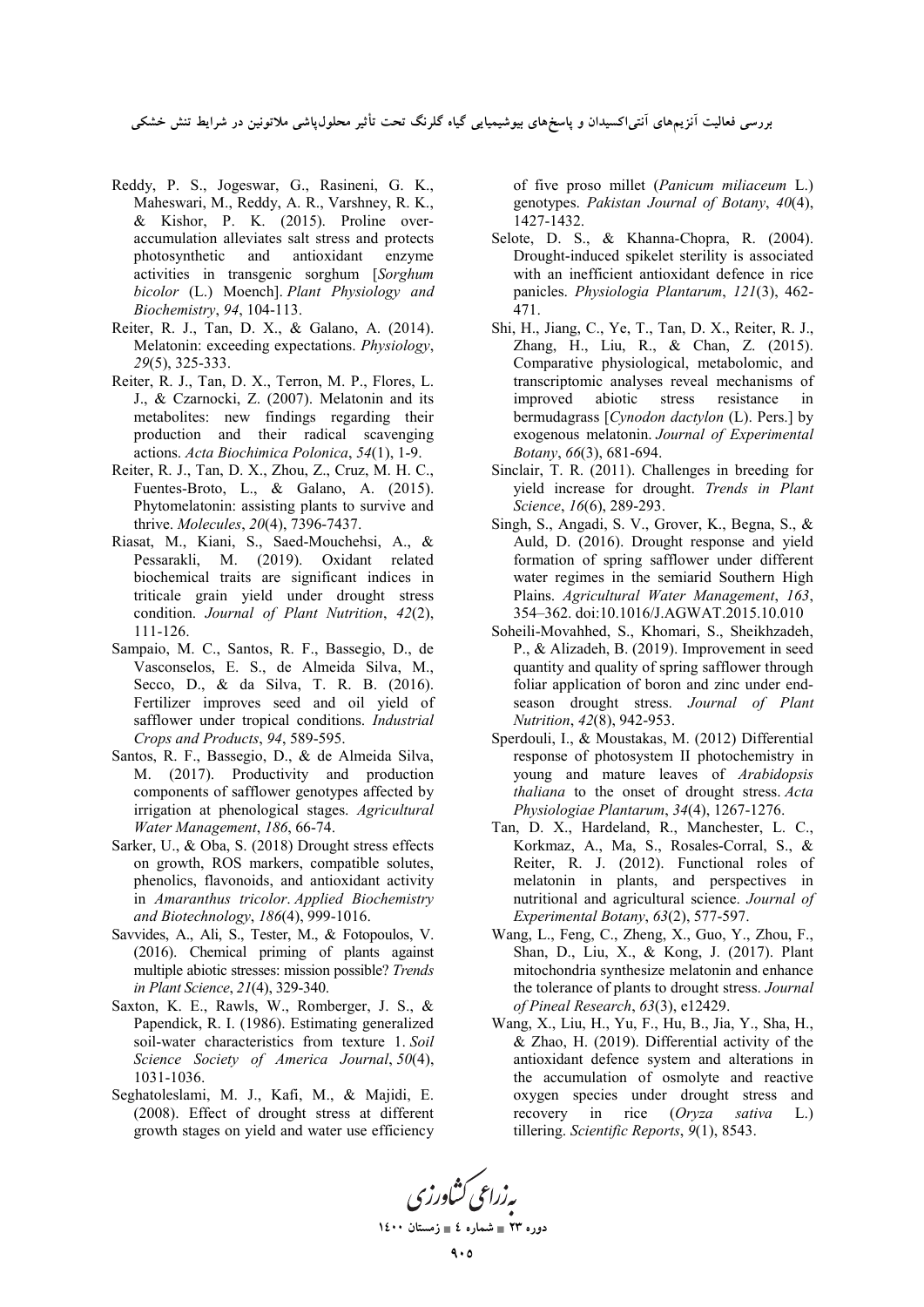Reddy, P. S., Jogeswar, G., Rasineni, G. K., Maheswari, M., Reddy, A. R., Varshney, R. K., & Kishor, P. K. (2015). Proline over-accumulation alleviates salt stress and protects photosynthetic and antioxidant enzyme activities in transgenic sorghum [*Sorghum bicolor* (L.) Moench]. *Plant Physiology and Biochemistry*, *94*, 104-113.

Reiter, R. J., Tan, D. X., & Galano, A. (2014). Melatonin: exceeding expectations. *Physiology*, *29*(5), 325-333.

Reiter, R. J., Tan, D. X., Terron, M. P., Flores, L. J., & Czarnocki, Z. (2007). Melatonin and its metabolites: new findings regarding their production and their radical scavenging actions. *Acta Biochimica Polonica*, *54*(1), 1-9.

Reiter, R. J., Tan, D. X., Zhou, Z., Cruz, M. H. C., Fuentes-Broto, L., & Galano, A. (2015). Phytomelatonin: assisting plants to survive and thrive. *Molecules*, *20*(4), 7396-7437.

Riasat, M., Kiani, S., Saed-Mouchehsi, A., & Pessarakli, M. (2019). Oxidant related biochemical traits are significant indices in triticale grain yield under drought stress condition. *Journal of Plant Nutrition*, *42*(2), 111-126.

Sampaio, M. C., Santos, R. F., Bassegio, D., de Vasconselos, E. S., de Almeida Silva, M., Secco, D., & da Silva, T. R. B. (2016). Fertilizer improves seed and oil yield of safflower under tropical conditions. *Industrial Crops and Products*, *94*, 589-595.

Santos, R. F., Bassegio, D., & de Almeida Silva, M. (2017). Productivity and production components of safflower genotypes affected by irrigation at phenological stages. *Agricultural Water Management*, *186*, 66-74.

Sarker, U., & Oba, S. (2018) Drought stress effects on growth, ROS markers, compatible solutes, phenolics, flavonoids, and antioxidant activity in *Amaranthus tricolor*. *Applied Biochemistry and Biotechnology*, *186*(4), 999-1016.

Savvides, A., Ali, S., Tester, M., & Fotopoulos, V. (2016). Chemical priming of plants against multiple abiotic stresses: mission possible? *Trends in Plant Science*, *21*(4), 329-340.

Saxton, K. E., Rawls, W., Romberger, J. S., & Papendick, R. I. (1986). Estimating generalized soil-water characteristics from texture 1. *Soil Science Society of America Journal*, *50*(4), 1031-1036.

Seghatoleslami, M. J., Kafi, M., & Majidi, E. (2008). Effect of drought stress at different growth stages on yield and water use efficiency of five proso millet (*Panicum miliaceum* L.) genotypes. *Pakistan Journal of Botany*, *40*(4), 1427-1432.

Selote, D. S., & Khanna-Chopra, R. (2004). Drought-induced spikelet sterility is associated with an inefficient antioxidant defence in rice panicles. *Physiologia Plantarum*, *121*(3), 462-471.

Shi, H., Jiang, C., Ye, T., Tan, D. X., Reiter, R. J., Zhang, H., Liu, R., & Chan, Z. (2015). Comparative physiological, metabolomic, and transcriptomic analyses reveal mechanisms of improved abiotic stress resistance in bermudagrass [*Cynodon dactylon* (L). Pers.] by exogenous melatonin. *Journal of Experimental Botany*, *66*(3), 681-694.

Sinclair, T. R. (2011). Challenges in breeding for yield increase for drought. *Trends in Plant Science*, *16*(6), 289-293.

Singh, S., Angadi, S. V., Grover, K., Begna, S., & Auld, D. (2016). Drought response and yield formation of spring safflower under different water regimes in the semiarid Southern High Plains. *Agricultural Water Management*, *163*, 354–362. doi:10.1016/J.AGWAT.2015.10.010

Soheili-Movahhed, S., Khomari, S., Sheikhzadeh, P., & Alizadeh, B. (2019). Improvement in seed quantity and quality of spring safflower through foliar application of boron and zinc under end-season drought stress. *Journal of Plant Nutrition*, *42*(8), 942-953.

Sperdouli, I., & Moustakas, M. (2012) Differential response of photosystem II photochemistry in young and mature leaves of *Arabidopsis thaliana* to the onset of drought stress. *Acta Physiologiae Plantarum*, *34*(4), 1267-1276.

Tan, D. X., Hardeland, R., Manchester, L. C., Korkmaz, A., Ma, S., Rosales-Corral, S., & Reiter, R. J. (2012). Functional roles of melatonin in plants, and perspectives in nutritional and agricultural science. *Journal of Experimental Botany*, *63*(2), 577-597.

Wang, L., Feng, C., Zheng, X., Guo, Y., Zhou, F., Shan, D., Liu, X., & Kong, J. (2017). Plant mitochondria synthesize melatonin and enhance the tolerance of plants to drought stress. *Journal of Pineal Research*, *63*(3), e12429.

Wang, X., Liu, H., Yu, F., Hu, B., Jia, Y., Sha, H., & Zhao, H. (2019). Differential activity of the antioxidant defence system and alterations in the accumulation of osmolyte and reactive oxygen species under drought stress and recovery in rice (*Oryza sativa* L.) tillering. *Scientific Reports*, *9*(1), 8543.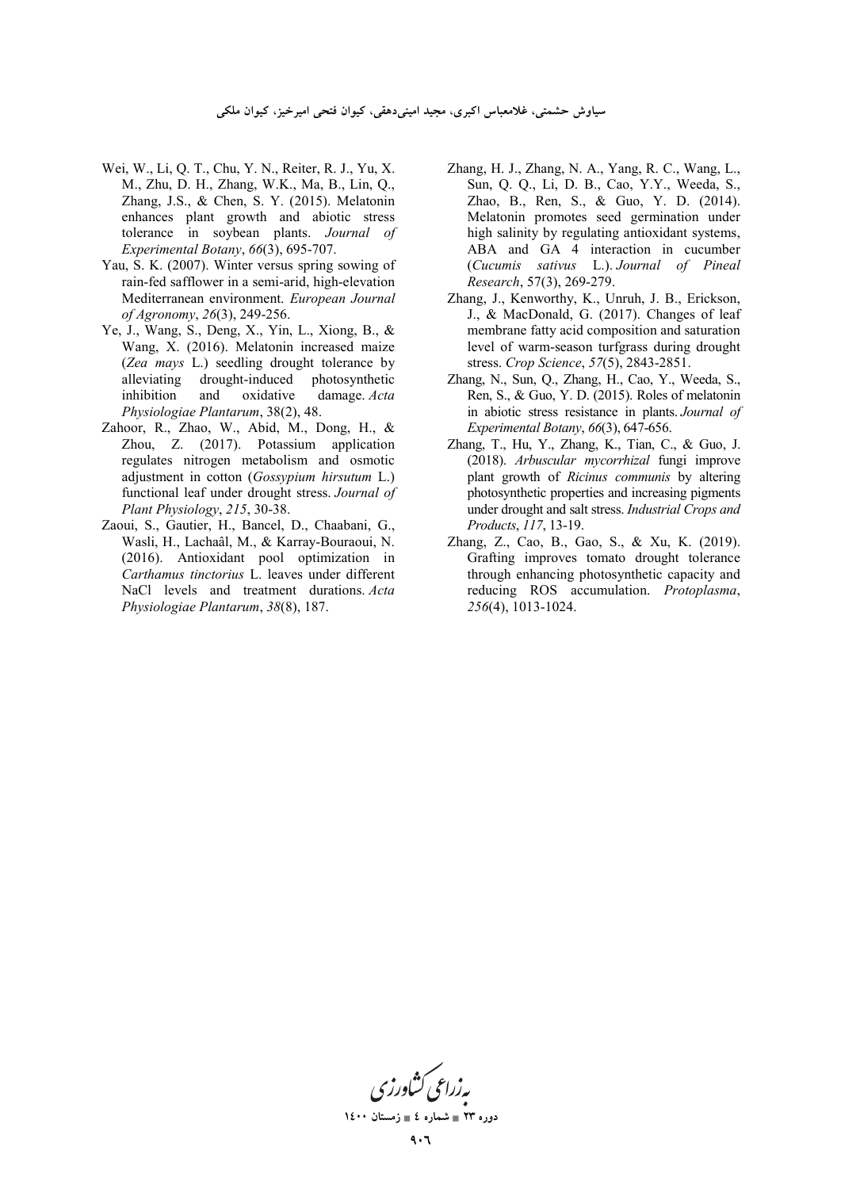Wei, W., Li, Q. T., Chu, Y. N., Reiter, R. J., Yu, X. M., Zhu, D. H., Zhang, W.K., Ma, B., Lin, Q., Zhang, J.S., & Chen, S. Y. (2015). Melatonin enhances plant growth and abiotic stress tolerance in soybean plants. *Journal of Experimental Botany*, *66*(3), 695-707.

Yau, S. K. (2007). Winter versus spring sowing of rain-fed safflower in a semi-arid, high-elevation Mediterranean environment. *European Journal of Agronomy*, *26*(3), 249-256.

Ye, J., Wang, S., Deng, X., Yin, L., Xiong, B., & Wang, X. (2016). Melatonin increased maize (*Zea mays* L.) seedling drought tolerance by alleviating drought-induced photosynthetic inhibition and oxidative damage. *Acta Physiologiae Plantarum*, 38(2), 48.

Zahoor, R., Zhao, W., Abid, M., Dong, H., & Zhou, Z. (2017). Potassium application regulates nitrogen metabolism and osmotic adjustment in cotton (*Gossypium hirsutum* L.) functional leaf under drought stress. *Journal of Plant Physiology*, *215*, 30-38.

Zaoui, S., Gautier, H., Bancel, D., Chaabani, G., Wasli, H., Lachaâl, M., & Karray-Bouraoui, N. (2016). Antioxidant pool optimization in *Carthamus tinctorius* L. leaves under different NaCl levels and treatment durations. *Acta Physiologiae Plantarum*, *38*(8), 187.

Zhang, H. J., Zhang, N. A., Yang, R. C., Wang, L., Sun, Q. Q., Li, D. B., Cao, Y.Y., Weeda, S., Zhao, B., Ren, S., & Guo, Y. D. (2014). Melatonin promotes seed germination under high salinity by regulating antioxidant systems, ABA and GA 4 interaction in cucumber (*Cucumis sativus* L.). *Journal of Pineal Research*, 57(3), 269-279.

Zhang, J., Kenworthy, K., Unruh, J. B., Erickson, J., & MacDonald, G. (2017). Changes of leaf membrane fatty acid composition and saturation level of warm-season turfgrass during drought stress. *Crop Science*, *57*(5), 2843-2851.

Zhang, N., Sun, Q., Zhang, H., Cao, Y., Weeda, S., Ren, S., & Guo, Y. D. (2015). Roles of melatonin in abiotic stress resistance in plants. *Journal of Experimental Botany*, *66*(3), 647-656.

Zhang, T., Hu, Y., Zhang, K., Tian, C., & Guo, J. (2018). *Arbuscular mycorrhizal* fungi improve plant growth of *Ricinus communis* by altering photosynthetic properties and increasing pigments under drought and salt stress. *Industrial Crops and Products*, *117*, 13-19.

Zhang, Z., Cao, B., Gao, S., & Xu, K. (2019). Grafting improves tomato drought tolerance through enhancing photosynthetic capacity and reducing ROS accumulation. *Protoplasma*, *256*(4), 1013-1024.